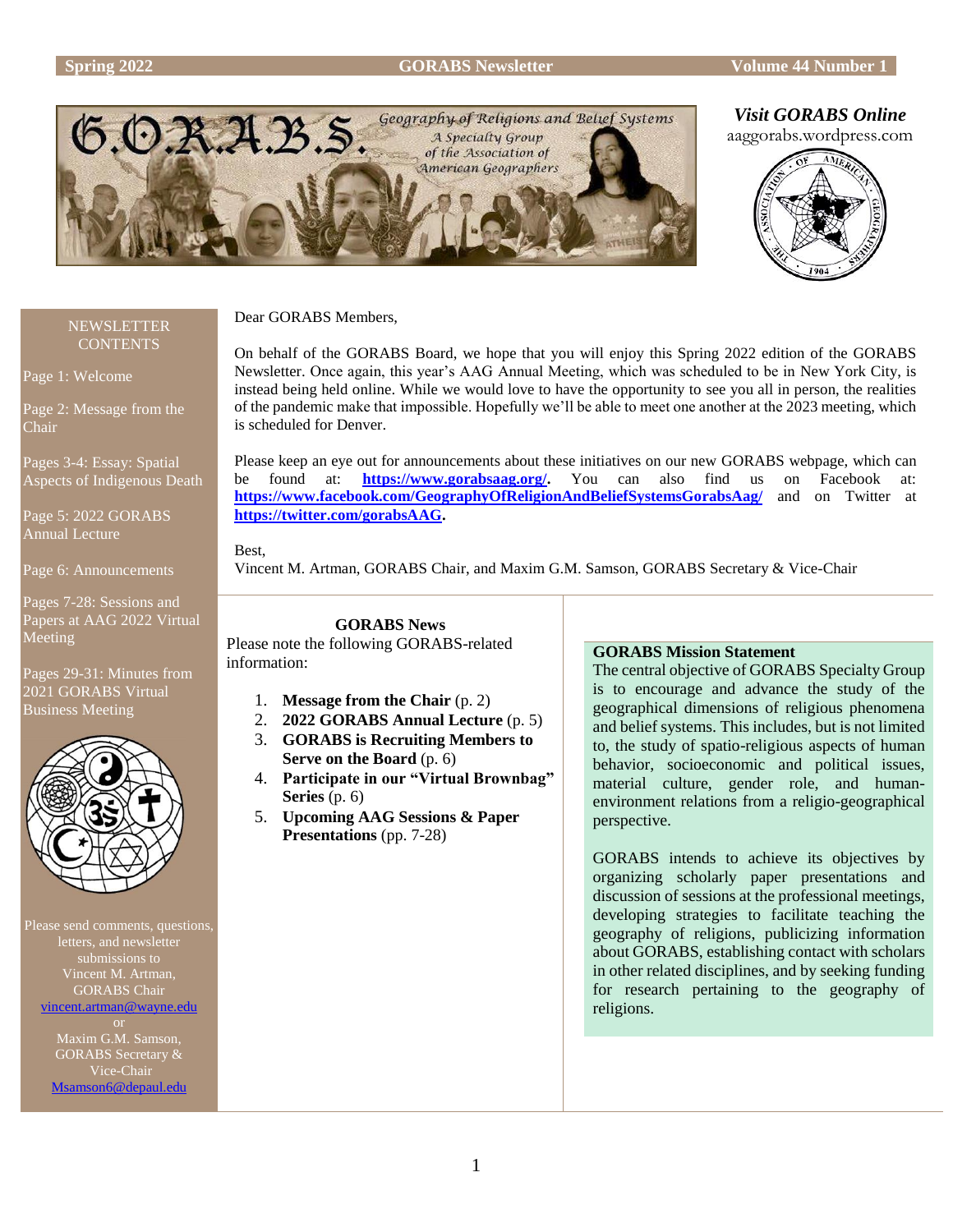**Visit GORABS Online**

aaggorabs.wordpress.com

G.O.R.A.B.S. Geography of Religions and Belief Systems — A Specialty Group of the Association of American Geographers

NEWSLETTER CONTENTS

Page 1: Welcome

Page 2: Message from the Chair

Pages 3-4: Essay: Spatial Aspects of Indigenous Death

Page 5: 2022 GORABS Annual Lecture

Page 6: Announcements

Pages 7-28: Sessions and Papers at AAG 2022 Virtual Meeting

Pages 29-31: Minutes from 2021 GORABS Virtual Business Meeting

Please send comments, questions, letters, and newsletter submissions to Vincent M. Artman, GORABS Chair vincent.artman@wayne.edu or Maxim G.M. Samson, GORABS Secretary & Vice-Chair Msamson6@depaul.edu

Dear GORABS Members,

On behalf of the GORABS Board, we hope that you will enjoy this Spring 2022 edition of the GORABS Newsletter. Once again, this year's AAG Annual Meeting, which was scheduled to be in New York City, is instead being held online. While we would love to have the opportunity to see you all in person, the realities of the pandemic make that impossible. Hopefully we'll be able to meet one another at the 2023 meeting, which is scheduled for Denver.

Please keep an eye out for announcements about these initiatives on our new GORABS webpage, which can be found at: **https://www.gorabsaag.org/**. You can also find us on Facebook at: **https://www.facebook.com/GeographyOfReligionAndBeliefSystemsGorabsAag/** and on Twitter at **https://twitter.com/gorabsAAG**.

Best,

Vincent M. Artman, GORABS Chair, and Maxim G.M. Samson, GORABS Secretary & Vice-Chair

## GORABS News

Please note the following GORABS-related information:

1. **Message from the Chair** (p. 2)
2. **2022 GORABS Annual Lecture** (p. 5)
3. **GORABS is Recruiting Members to Serve on the Board** (p. 6)
4. **Participate in our "Virtual Brownbag" Series** (p. 6)
5. **Upcoming AAG Sessions & Paper Presentations** (pp. 7-28)

## GORABS Mission Statement

The central objective of GORABS Specialty Group is to encourage and advance the study of the geographical dimensions of religious phenomena and belief systems. This includes, but is not limited to, the study of spatio-religious aspects of human behavior, socioeconomic and political issues, material culture, gender role, and human-environment relations from a religio-geographical perspective.

GORABS intends to achieve its objectives by organizing scholarly paper presentations and discussion of sessions at the professional meetings, developing strategies to facilitate teaching the geography of religions, publicizing information about GORABS, establishing contact with scholars in other related disciplines, and by seeking funding for research pertaining to the geography of religions.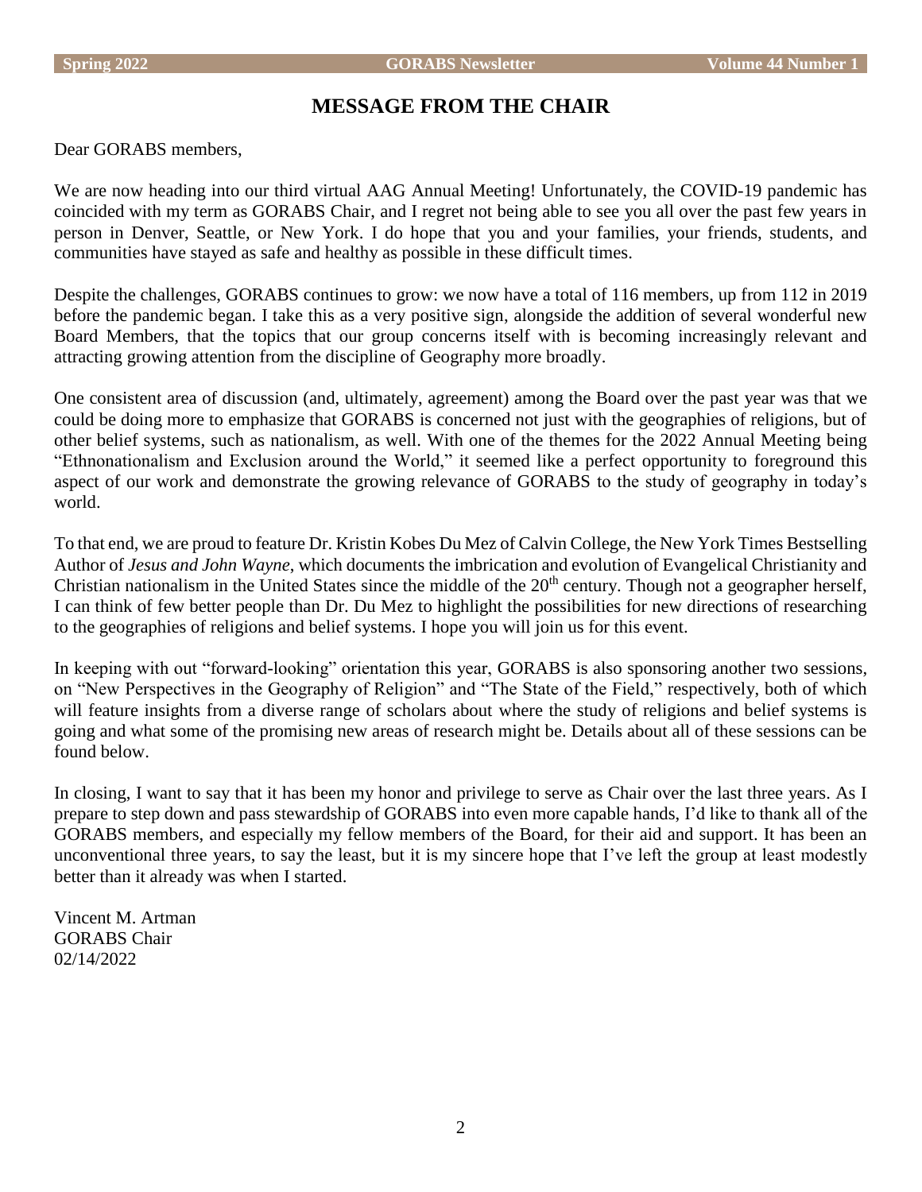## MESSAGE FROM THE CHAIR

Dear GORABS members,

We are now heading into our third virtual AAG Annual Meeting! Unfortunately, the COVID-19 pandemic has coincided with my term as GORABS Chair, and I regret not being able to see you all over the past few years in person in Denver, Seattle, or New York. I do hope that you and your families, your friends, students, and communities have stayed as safe and healthy as possible in these difficult times.

Despite the challenges, GORABS continues to grow: we now have a total of 116 members, up from 112 in 2019 before the pandemic began. I take this as a very positive sign, alongside the addition of several wonderful new Board Members, that the topics that our group concerns itself with is becoming increasingly relevant and attracting growing attention from the discipline of Geography more broadly.

One consistent area of discussion (and, ultimately, agreement) among the Board over the past year was that we could be doing more to emphasize that GORABS is concerned not just with the geographies of religions, but of other belief systems, such as nationalism, as well. With one of the themes for the 2022 Annual Meeting being "Ethnonationalism and Exclusion around the World," it seemed like a perfect opportunity to foreground this aspect of our work and demonstrate the growing relevance of GORABS to the study of geography in today's world.

To that end, we are proud to feature Dr. Kristin Kobes Du Mez of Calvin College, the New York Times Bestselling Author of *Jesus and John Wayne*, which documents the imbrication and evolution of Evangelical Christianity and Christian nationalism in the United States since the middle of the 20th century. Though not a geographer herself, I can think of few better people than Dr. Du Mez to highlight the possibilities for new directions of researching to the geographies of religions and belief systems. I hope you will join us for this event.

In keeping with out "forward-looking" orientation this year, GORABS is also sponsoring another two sessions, on "New Perspectives in the Geography of Religion" and "The State of the Field," respectively, both of which will feature insights from a diverse range of scholars about where the study of religions and belief systems is going and what some of the promising new areas of research might be. Details about all of these sessions can be found below.

In closing, I want to say that it has been my honor and privilege to serve as Chair over the last three years. As I prepare to step down and pass stewardship of GORABS into even more capable hands, I'd like to thank all of the GORABS members, and especially my fellow members of the Board, for their aid and support. It has been an unconventional three years, to say the least, but it is my sincere hope that I've left the group at least modestly better than it already was when I started.

Vincent M. Artman
GORABS Chair
02/14/2022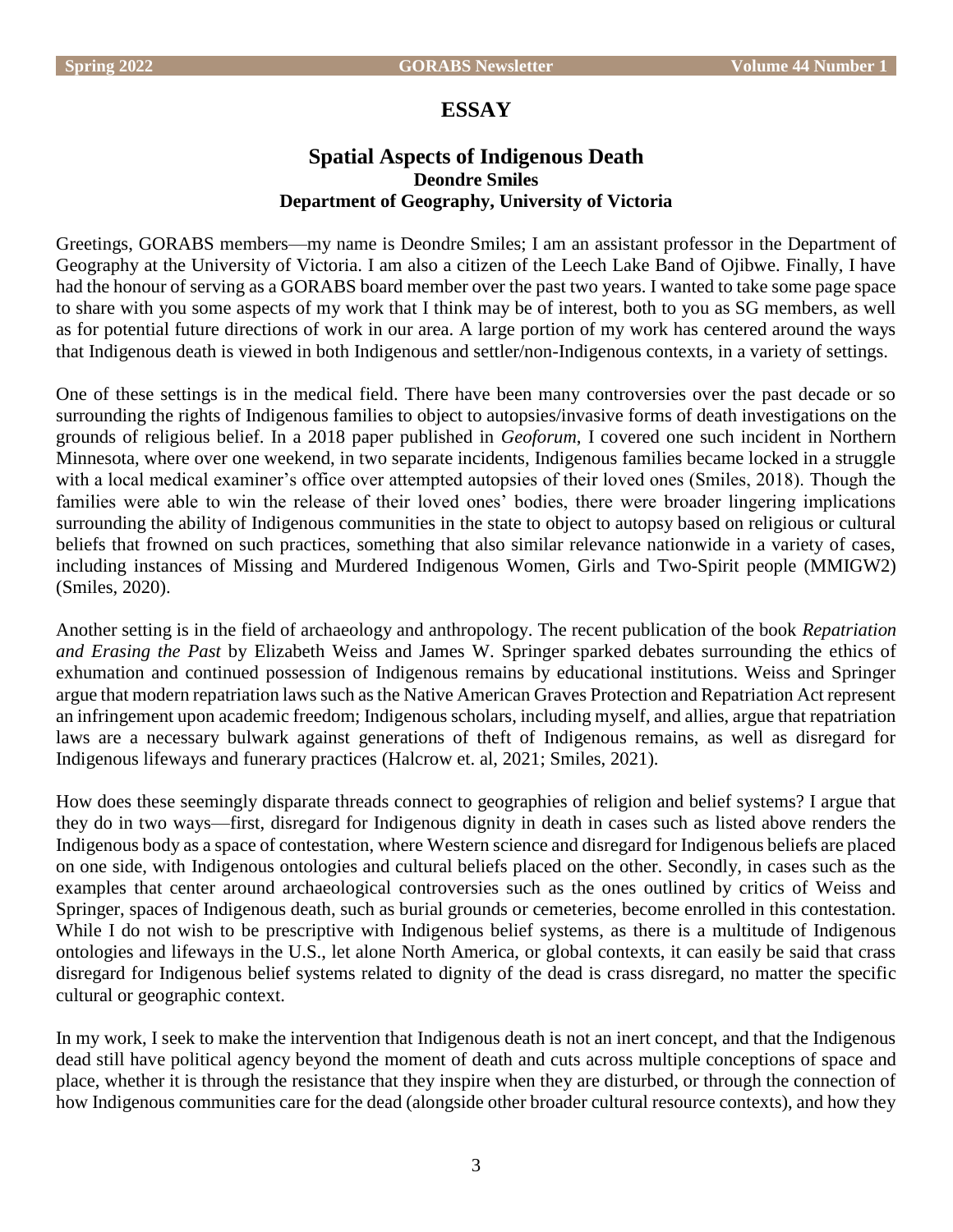# ESSAY

## Spatial Aspects of Indigenous Death

**Deondre Smiles**

**Department of Geography, University of Victoria**

Greetings, GORABS members—my name is Deondre Smiles; I am an assistant professor in the Department of Geography at the University of Victoria. I am also a citizen of the Leech Lake Band of Ojibwe. Finally, I have had the honour of serving as a GORABS board member over the past two years. I wanted to take some page space to share with you some aspects of my work that I think may be of interest, both to you as SG members, as well as for potential future directions of work in our area. A large portion of my work has centered around the ways that Indigenous death is viewed in both Indigenous and settler/non-Indigenous contexts, in a variety of settings.

One of these settings is in the medical field. There have been many controversies over the past decade or so surrounding the rights of Indigenous families to object to autopsies/invasive forms of death investigations on the grounds of religious belief. In a 2018 paper published in *Geoforum*, I covered one such incident in Northern Minnesota, where over one weekend, in two separate incidents, Indigenous families became locked in a struggle with a local medical examiner's office over attempted autopsies of their loved ones (Smiles, 2018). Though the families were able to win the release of their loved ones' bodies, there were broader lingering implications surrounding the ability of Indigenous communities in the state to object to autopsy based on religious or cultural beliefs that frowned on such practices, something that also similar relevance nationwide in a variety of cases, including instances of Missing and Murdered Indigenous Women, Girls and Two-Spirit people (MMIGW2) (Smiles, 2020).

Another setting is in the field of archaeology and anthropology. The recent publication of the book *Repatriation and Erasing the Past* by Elizabeth Weiss and James W. Springer sparked debates surrounding the ethics of exhumation and continued possession of Indigenous remains by educational institutions. Weiss and Springer argue that modern repatriation laws such as the Native American Graves Protection and Repatriation Act represent an infringement upon academic freedom; Indigenous scholars, including myself, and allies, argue that repatriation laws are a necessary bulwark against generations of theft of Indigenous remains, as well as disregard for Indigenous lifeways and funerary practices (Halcrow et. al, 2021; Smiles, 2021).

How does these seemingly disparate threads connect to geographies of religion and belief systems? I argue that they do in two ways—first, disregard for Indigenous dignity in death in cases such as listed above renders the Indigenous body as a space of contestation, where Western science and disregard for Indigenous beliefs are placed on one side, with Indigenous ontologies and cultural beliefs placed on the other. Secondly, in cases such as the examples that center around archaeological controversies such as the ones outlined by critics of Weiss and Springer, spaces of Indigenous death, such as burial grounds or cemeteries, become enrolled in this contestation. While I do not wish to be prescriptive with Indigenous belief systems, as there is a multitude of Indigenous ontologies and lifeways in the U.S., let alone North America, or global contexts, it can easily be said that crass disregard for Indigenous belief systems related to dignity of the dead is crass disregard, no matter the specific cultural or geographic context.

In my work, I seek to make the intervention that Indigenous death is not an inert concept, and that the Indigenous dead still have political agency beyond the moment of death and cuts across multiple conceptions of space and place, whether it is through the resistance that they inspire when they are disturbed, or through the connection of how Indigenous communities care for the dead (alongside other broader cultural resource contexts), and how they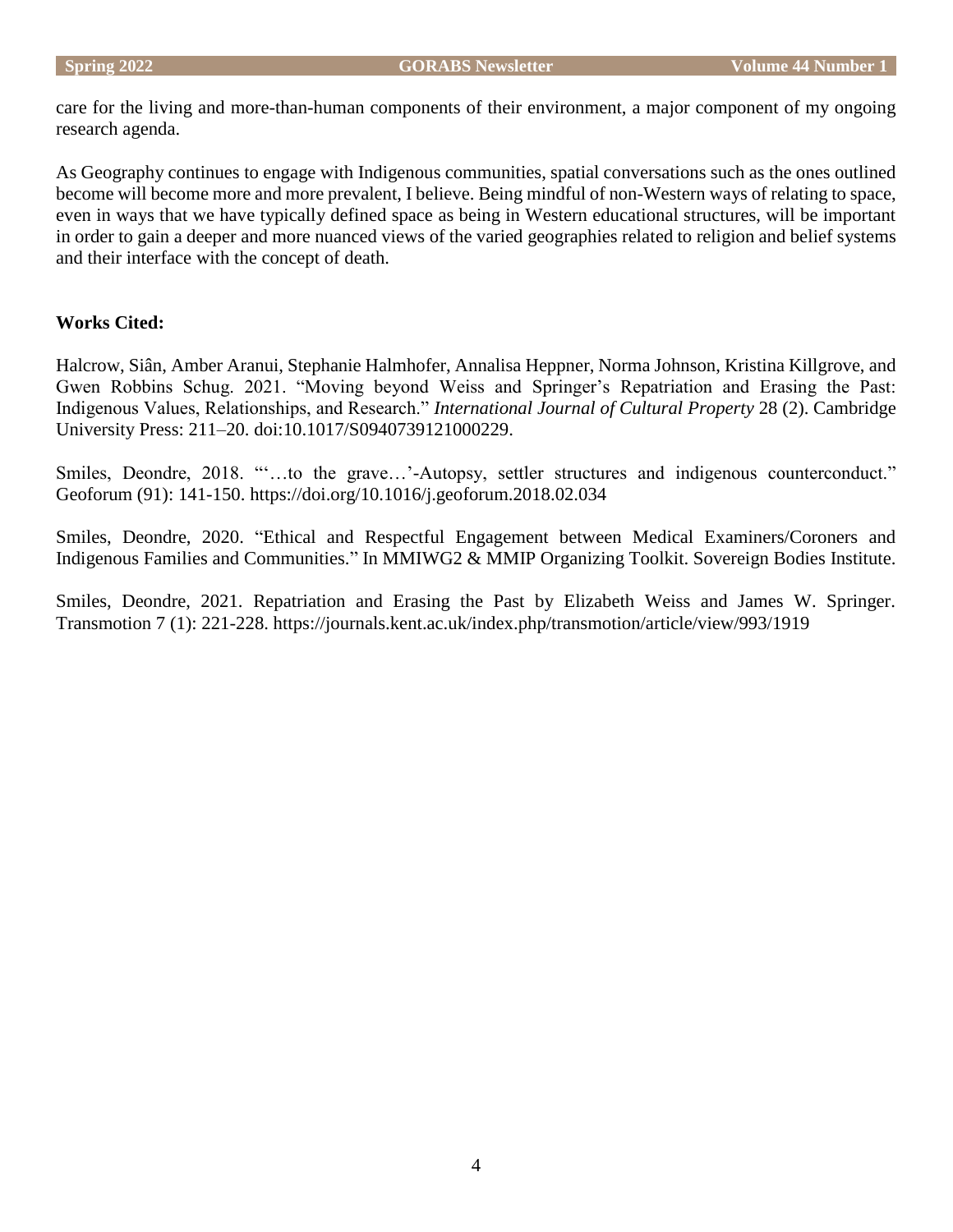care for the living and more-than-human components of their environment, a major component of my ongoing research agenda.

As Geography continues to engage with Indigenous communities, spatial conversations such as the ones outlined become will become more and more prevalent, I believe. Being mindful of non-Western ways of relating to space, even in ways that we have typically defined space as being in Western educational structures, will be important in order to gain a deeper and more nuanced views of the varied geographies related to religion and belief systems and their interface with the concept of death.

**Works Cited:**

Halcrow, Siân, Amber Aranui, Stephanie Halmhofer, Annalisa Heppner, Norma Johnson, Kristina Killgrove, and Gwen Robbins Schug. 2021. "Moving beyond Weiss and Springer's Repatriation and Erasing the Past: Indigenous Values, Relationships, and Research." *International Journal of Cultural Property* 28 (2). Cambridge University Press: 211–20. doi:10.1017/S0940739121000229.

Smiles, Deondre, 2018. "'…to the grave…'-Autopsy, settler structures and indigenous counterconduct." Geoforum (91): 141-150. https://doi.org/10.1016/j.geoforum.2018.02.034

Smiles, Deondre, 2020. "Ethical and Respectful Engagement between Medical Examiners/Coroners and Indigenous Families and Communities." In MMIWG2 & MMIP Organizing Toolkit. Sovereign Bodies Institute.

Smiles, Deondre, 2021. Repatriation and Erasing the Past by Elizabeth Weiss and James W. Springer. Transmotion 7 (1): 221-228. https://journals.kent.ac.uk/index.php/transmotion/article/view/993/1919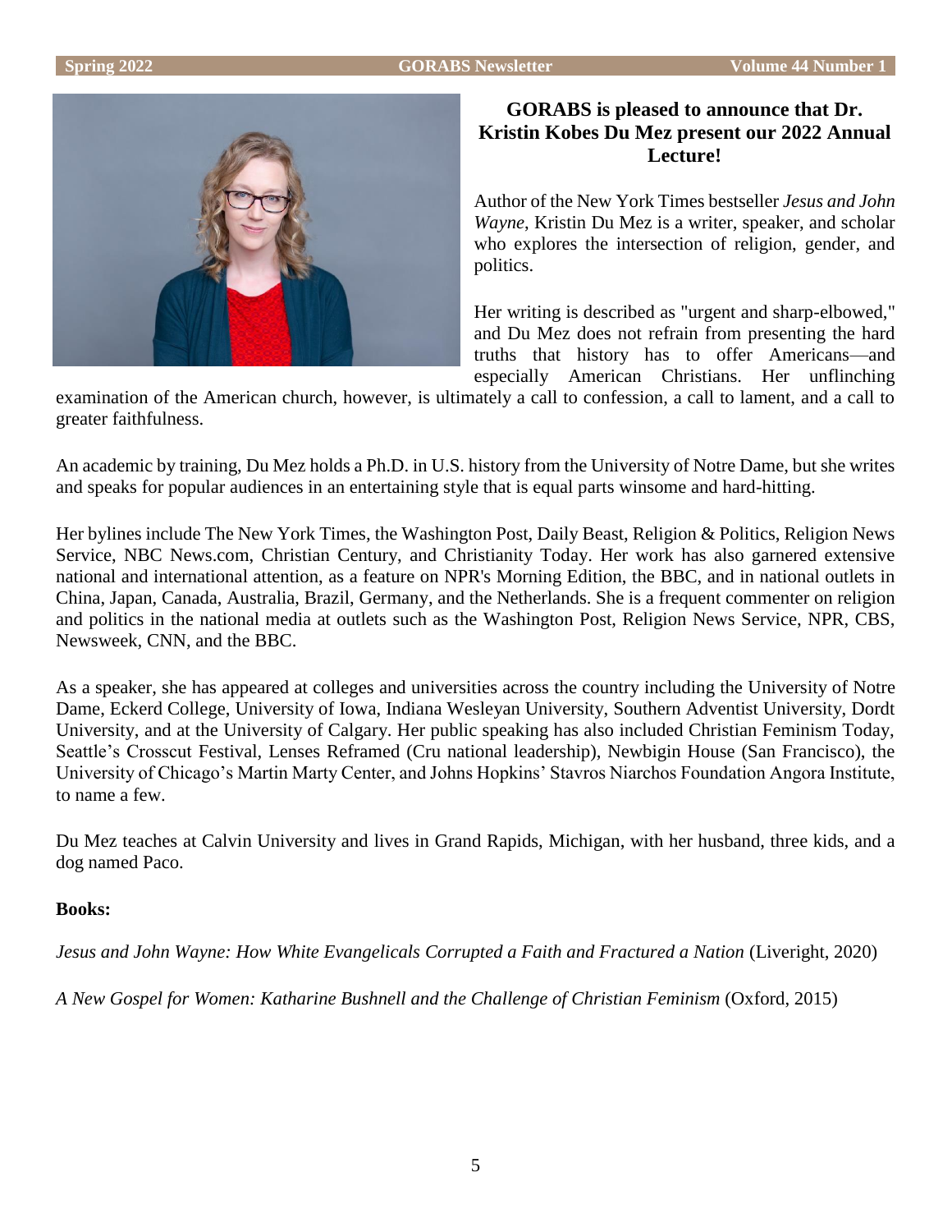## GORABS is pleased to announce that Dr. Kristin Kobes Du Mez present our 2022 Annual Lecture!

Author of the New York Times bestseller *Jesus and John Wayne*, Kristin Du Mez is a writer, speaker, and scholar who explores the intersection of religion, gender, and politics.

Her writing is described as "urgent and sharp-elbowed," and Du Mez does not refrain from presenting the hard truths that history has to offer Americans—and especially American Christians. Her unflinching examination of the American church, however, is ultimately a call to confession, a call to lament, and a call to greater faithfulness.

An academic by training, Du Mez holds a Ph.D. in U.S. history from the University of Notre Dame, but she writes and speaks for popular audiences in an entertaining style that is equal parts winsome and hard-hitting.

Her bylines include The New York Times, the Washington Post, Daily Beast, Religion & Politics, Religion News Service, NBC News.com, Christian Century, and Christianity Today. Her work has also garnered extensive national and international attention, as a feature on NPR's Morning Edition, the BBC, and in national outlets in China, Japan, Canada, Australia, Brazil, Germany, and the Netherlands. She is a frequent commenter on religion and politics in the national media at outlets such as the Washington Post, Religion News Service, NPR, CBS, Newsweek, CNN, and the BBC.

As a speaker, she has appeared at colleges and universities across the country including the University of Notre Dame, Eckerd College, University of Iowa, Indiana Wesleyan University, Southern Adventist University, Dordt University, and at the University of Calgary. Her public speaking has also included Christian Feminism Today, Seattle's Crosscut Festival, Lenses Reframed (Cru national leadership), Newbigin House (San Francisco), the University of Chicago's Martin Marty Center, and Johns Hopkins' Stavros Niarchos Foundation Angora Institute, to name a few.

Du Mez teaches at Calvin University and lives in Grand Rapids, Michigan, with her husband, three kids, and a dog named Paco.

**Books:**

*Jesus and John Wayne: How White Evangelicals Corrupted a Faith and Fractured a Nation* (Liveright, 2020)

*A New Gospel for Women: Katharine Bushnell and the Challenge of Christian Feminism* (Oxford, 2015)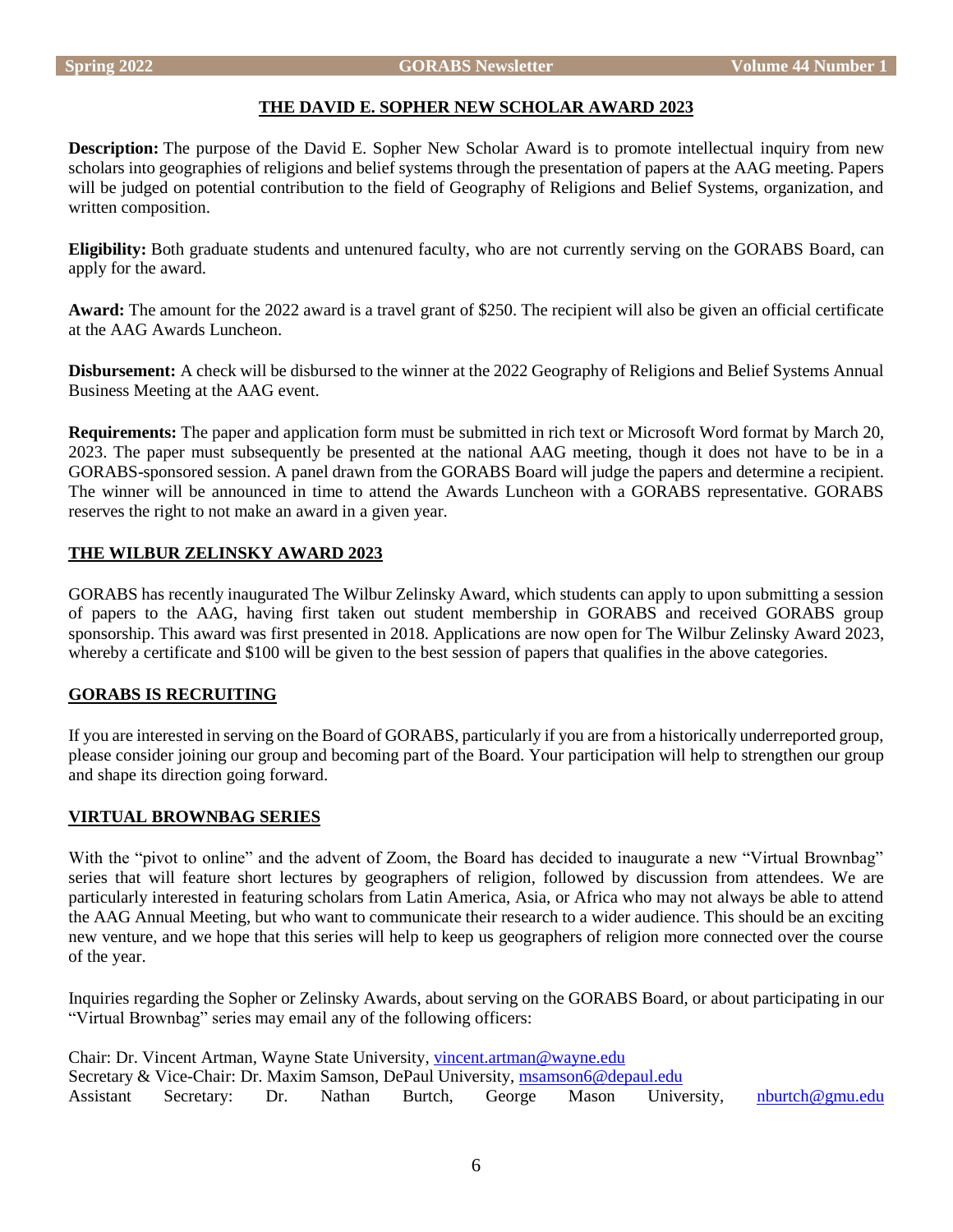## THE DAVID E. SOPHER NEW SCHOLAR AWARD 2023

**Description:** The purpose of the David E. Sopher New Scholar Award is to promote intellectual inquiry from new scholars into geographies of religions and belief systems through the presentation of papers at the AAG meeting. Papers will be judged on potential contribution to the field of Geography of Religions and Belief Systems, organization, and written composition.

**Eligibility:** Both graduate students and untenured faculty, who are not currently serving on the GORABS Board, can apply for the award.

**Award:** The amount for the 2022 award is a travel grant of $250. The recipient will also be given an official certificate at the AAG Awards Luncheon.

**Disbursement:** A check will be disbursed to the winner at the 2022 Geography of Religions and Belief Systems Annual Business Meeting at the AAG event.

**Requirements:** The paper and application form must be submitted in rich text or Microsoft Word format by March 20, 2023. The paper must subsequently be presented at the national AAG meeting, though it does not have to be in a GORABS-sponsored session. A panel drawn from the GORABS Board will judge the papers and determine a recipient. The winner will be announced in time to attend the Awards Luncheon with a GORABS representative. GORABS reserves the right to not make an award in a given year.

## THE WILBUR ZELINSKY AWARD 2023

GORABS has recently inaugurated The Wilbur Zelinsky Award, which students can apply to upon submitting a session of papers to the AAG, having first taken out student membership in GORABS and received GORABS group sponsorship. This award was first presented in 2018. Applications are now open for The Wilbur Zelinsky Award 2023, whereby a certificate and $100 will be given to the best session of papers that qualifies in the above categories.

## GORABS IS RECRUITING

If you are interested in serving on the Board of GORABS, particularly if you are from a historically underreported group, please consider joining our group and becoming part of the Board. Your participation will help to strengthen our group and shape its direction going forward.

## VIRTUAL BROWNBAG SERIES

With the "pivot to online" and the advent of Zoom, the Board has decided to inaugurate a new "Virtual Brownbag" series that will feature short lectures by geographers of religion, followed by discussion from attendees. We are particularly interested in featuring scholars from Latin America, Asia, or Africa who may not always be able to attend the AAG Annual Meeting, but who want to communicate their research to a wider audience. This should be an exciting new venture, and we hope that this series will help to keep us geographers of religion more connected over the course of the year.

Inquiries regarding the Sopher or Zelinsky Awards, about serving on the GORABS Board, or about participating in our "Virtual Brownbag" series may email any of the following officers:

Chair: Dr. Vincent Artman, Wayne State University, vincent.artman@wayne.edu
Secretary & Vice-Chair: Dr. Maxim Samson, DePaul University, msamson6@depaul.edu
Assistant Secretary: Dr. Nathan Burtch, George Mason University, nburtch@gmu.edu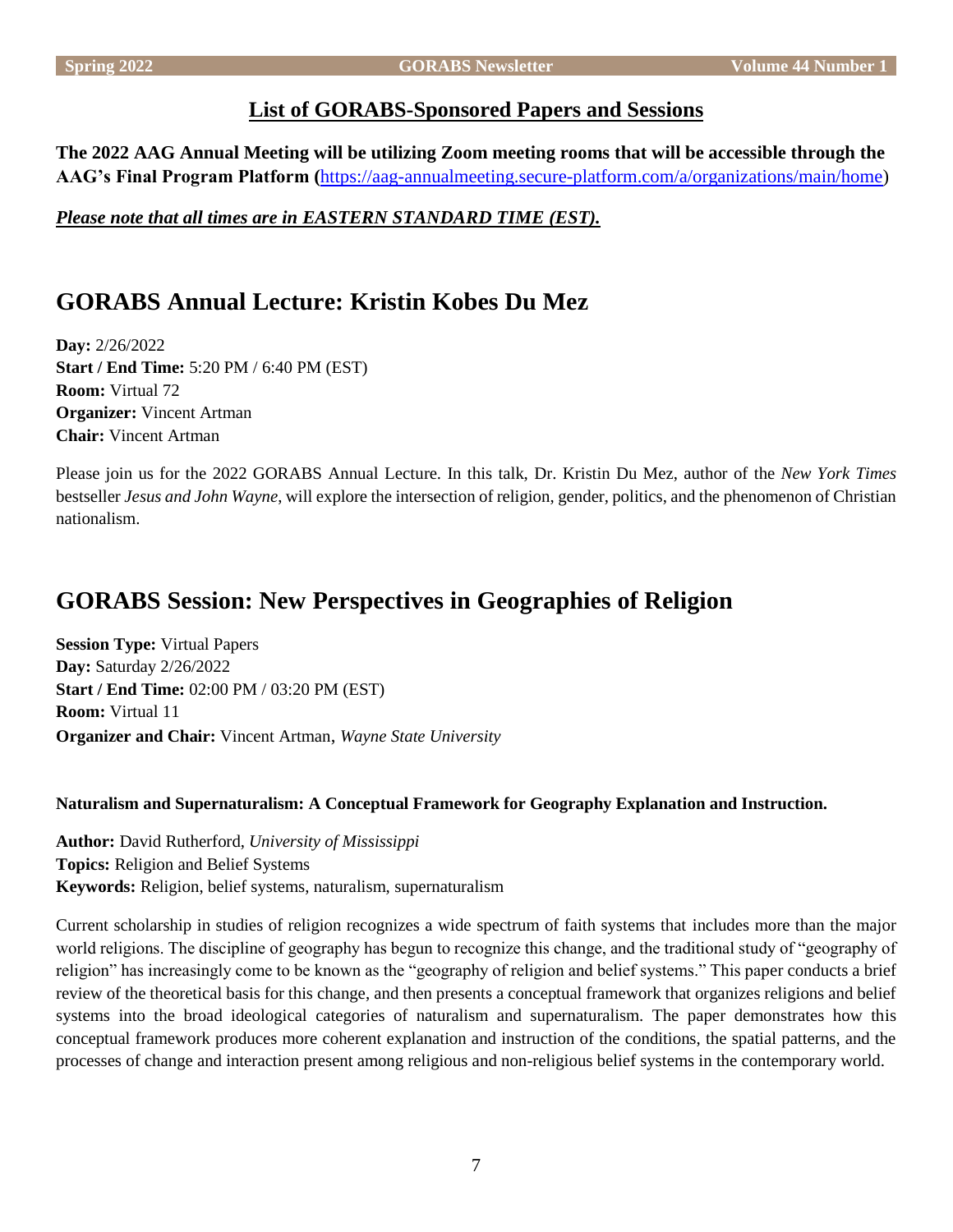## List of GORABS-Sponsored Papers and Sessions

**The 2022 AAG Annual Meeting will be utilizing Zoom meeting rooms that will be accessible through the AAG's Final Program Platform (**https://aag-annualmeeting.secure-platform.com/a/organizations/main/home)

***Please note that all times are in EASTERN STANDARD TIME (EST).***

# GORABS Annual Lecture: Kristin Kobes Du Mez

**Day:** 2/26/2022
**Start / End Time:** 5:20 PM / 6:40 PM (EST)
**Room:** Virtual 72
**Organizer:** Vincent Artman
**Chair:** Vincent Artman

Please join us for the 2022 GORABS Annual Lecture. In this talk, Dr. Kristin Du Mez, author of the *New York Times* bestseller *Jesus and John Wayne*, will explore the intersection of religion, gender, politics, and the phenomenon of Christian nationalism.

# GORABS Session: New Perspectives in Geographies of Religion

**Session Type:** Virtual Papers
**Day:** Saturday 2/26/2022
**Start / End Time:** 02:00 PM / 03:20 PM (EST)
**Room:** Virtual 11
**Organizer and Chair:** Vincent Artman, *Wayne State University*

#### Naturalism and Supernaturalism: A Conceptual Framework for Geography Explanation and Instruction.

**Author:** David Rutherford, *University of Mississippi*
**Topics:** Religion and Belief Systems
**Keywords:** Religion, belief systems, naturalism, supernaturalism

Current scholarship in studies of religion recognizes a wide spectrum of faith systems that includes more than the major world religions. The discipline of geography has begun to recognize this change, and the traditional study of "geography of religion" has increasingly come to be known as the "geography of religion and belief systems." This paper conducts a brief review of the theoretical basis for this change, and then presents a conceptual framework that organizes religions and belief systems into the broad ideological categories of naturalism and supernaturalism. The paper demonstrates how this conceptual framework produces more coherent explanation and instruction of the conditions, the spatial patterns, and the processes of change and interaction present among religious and non-religious belief systems in the contemporary world.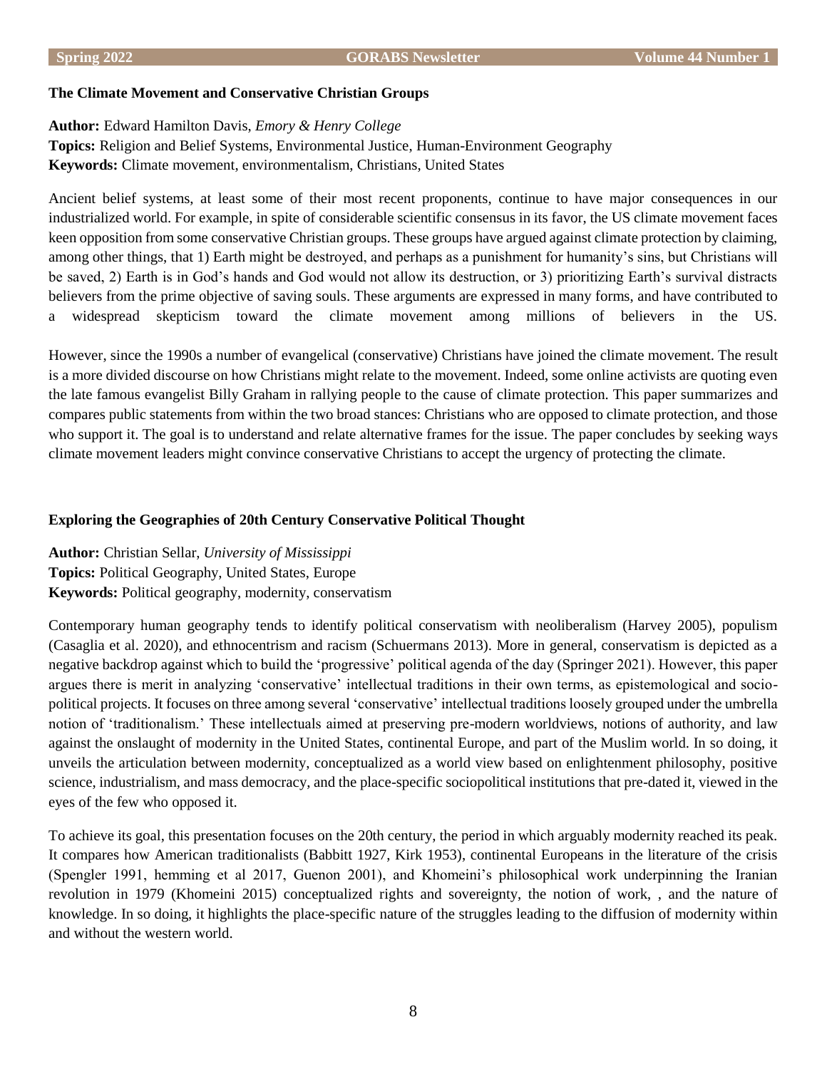### The Climate Movement and Conservative Christian Groups

**Author:** Edward Hamilton Davis, *Emory & Henry College*
**Topics:** Religion and Belief Systems, Environmental Justice, Human-Environment Geography
**Keywords:** Climate movement, environmentalism, Christians, United States

Ancient belief systems, at least some of their most recent proponents, continue to have major consequences in our industrialized world. For example, in spite of considerable scientific consensus in its favor, the US climate movement faces keen opposition from some conservative Christian groups. These groups have argued against climate protection by claiming, among other things, that 1) Earth might be destroyed, and perhaps as a punishment for humanity's sins, but Christians will be saved, 2) Earth is in God's hands and God would not allow its destruction, or 3) prioritizing Earth's survival distracts believers from the prime objective of saving souls. These arguments are expressed in many forms, and have contributed to a widespread skepticism toward the climate movement among millions of believers in the US.

However, since the 1990s a number of evangelical (conservative) Christians have joined the climate movement. The result is a more divided discourse on how Christians might relate to the movement. Indeed, some online activists are quoting even the late famous evangelist Billy Graham in rallying people to the cause of climate protection. This paper summarizes and compares public statements from within the two broad stances: Christians who are opposed to climate protection, and those who support it. The goal is to understand and relate alternative frames for the issue. The paper concludes by seeking ways climate movement leaders might convince conservative Christians to accept the urgency of protecting the climate.

### Exploring the Geographies of 20th Century Conservative Political Thought

**Author:** Christian Sellar, *University of Mississippi*
**Topics:** Political Geography, United States, Europe
**Keywords:** Political geography, modernity, conservatism

Contemporary human geography tends to identify political conservatism with neoliberalism (Harvey 2005), populism (Casaglia et al. 2020), and ethnocentrism and racism (Schuermans 2013). More in general, conservatism is depicted as a negative backdrop against which to build the 'progressive' political agenda of the day (Springer 2021). However, this paper argues there is merit in analyzing 'conservative' intellectual traditions in their own terms, as epistemological and socio-political projects. It focuses on three among several 'conservative' intellectual traditions loosely grouped under the umbrella notion of 'traditionalism.' These intellectuals aimed at preserving pre-modern worldviews, notions of authority, and law against the onslaught of modernity in the United States, continental Europe, and part of the Muslim world. In so doing, it unveils the articulation between modernity, conceptualized as a world view based on enlightenment philosophy, positive science, industrialism, and mass democracy, and the place-specific sociopolitical institutions that pre-dated it, viewed in the eyes of the few who opposed it.

To achieve its goal, this presentation focuses on the 20th century, the period in which arguably modernity reached its peak. It compares how American traditionalists (Babbitt 1927, Kirk 1953), continental Europeans in the literature of the crisis (Spengler 1991, hemming et al 2017, Guenon 2001), and Khomeini's philosophical work underpinning the Iranian revolution in 1979 (Khomeini 2015) conceptualized rights and sovereignty, the notion of work, , and the nature of knowledge. In so doing, it highlights the place-specific nature of the struggles leading to the diffusion of modernity within and without the western world.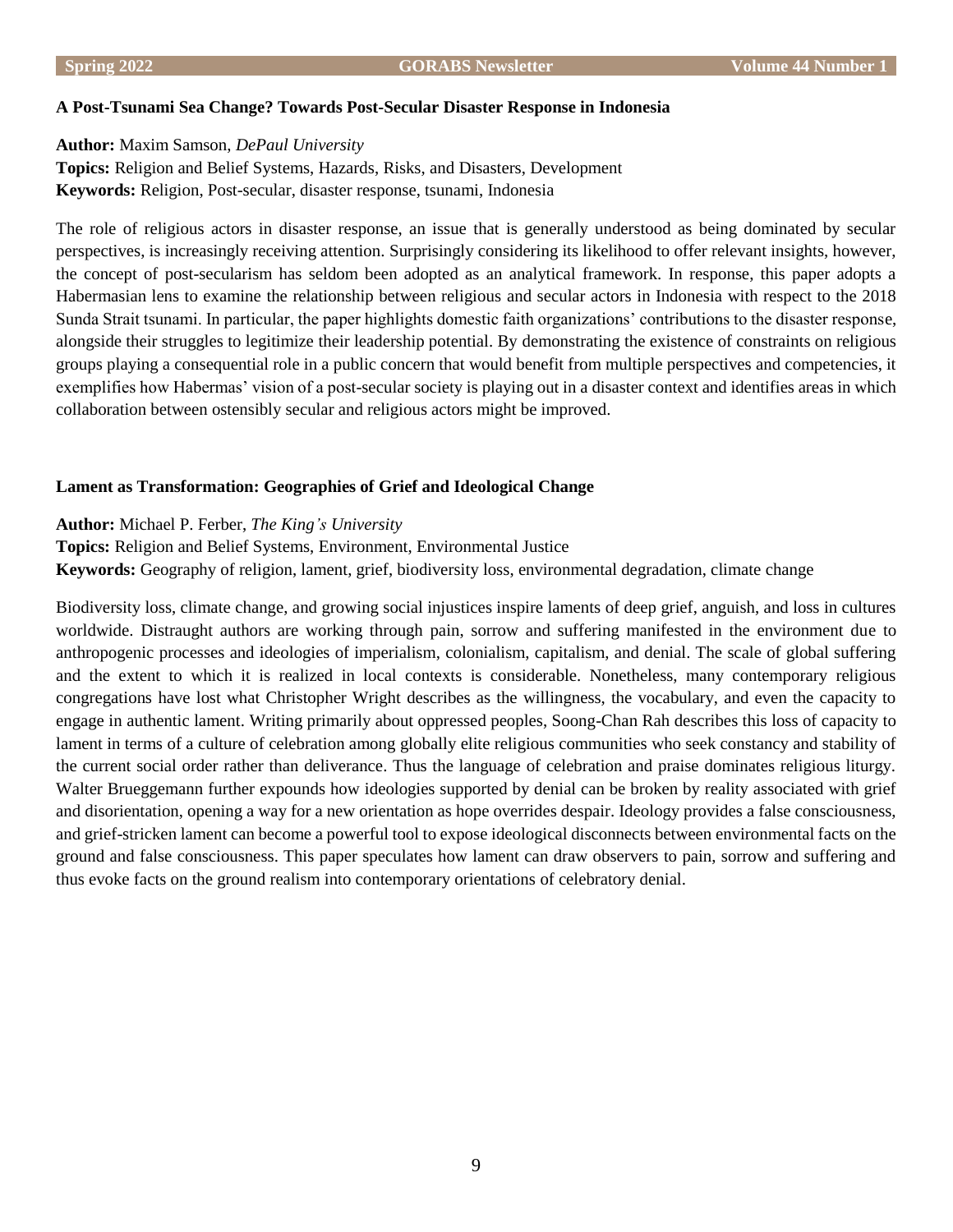### A Post-Tsunami Sea Change? Towards Post-Secular Disaster Response in Indonesia

**Author:** Maxim Samson, *DePaul University*
**Topics:** Religion and Belief Systems, Hazards, Risks, and Disasters, Development
**Keywords:** Religion, Post-secular, disaster response, tsunami, Indonesia

The role of religious actors in disaster response, an issue that is generally understood as being dominated by secular perspectives, is increasingly receiving attention. Surprisingly considering its likelihood to offer relevant insights, however, the concept of post-secularism has seldom been adopted as an analytical framework. In response, this paper adopts a Habermasian lens to examine the relationship between religious and secular actors in Indonesia with respect to the 2018 Sunda Strait tsunami. In particular, the paper highlights domestic faith organizations' contributions to the disaster response, alongside their struggles to legitimize their leadership potential. By demonstrating the existence of constraints on religious groups playing a consequential role in a public concern that would benefit from multiple perspectives and competencies, it exemplifies how Habermas' vision of a post-secular society is playing out in a disaster context and identifies areas in which collaboration between ostensibly secular and religious actors might be improved.

### Lament as Transformation: Geographies of Grief and Ideological Change

**Author:** Michael P. Ferber, *The King's University*
**Topics:** Religion and Belief Systems, Environment, Environmental Justice
**Keywords:** Geography of religion, lament, grief, biodiversity loss, environmental degradation, climate change

Biodiversity loss, climate change, and growing social injustices inspire laments of deep grief, anguish, and loss in cultures worldwide. Distraught authors are working through pain, sorrow and suffering manifested in the environment due to anthropogenic processes and ideologies of imperialism, colonialism, capitalism, and denial. The scale of global suffering and the extent to which it is realized in local contexts is considerable. Nonetheless, many contemporary religious congregations have lost what Christopher Wright describes as the willingness, the vocabulary, and even the capacity to engage in authentic lament. Writing primarily about oppressed peoples, Soong-Chan Rah describes this loss of capacity to lament in terms of a culture of celebration among globally elite religious communities who seek constancy and stability of the current social order rather than deliverance. Thus the language of celebration and praise dominates religious liturgy. Walter Brueggemann further expounds how ideologies supported by denial can be broken by reality associated with grief and disorientation, opening a way for a new orientation as hope overrides despair. Ideology provides a false consciousness, and grief-stricken lament can become a powerful tool to expose ideological disconnects between environmental facts on the ground and false consciousness. This paper speculates how lament can draw observers to pain, sorrow and suffering and thus evoke facts on the ground realism into contemporary orientations of celebratory denial.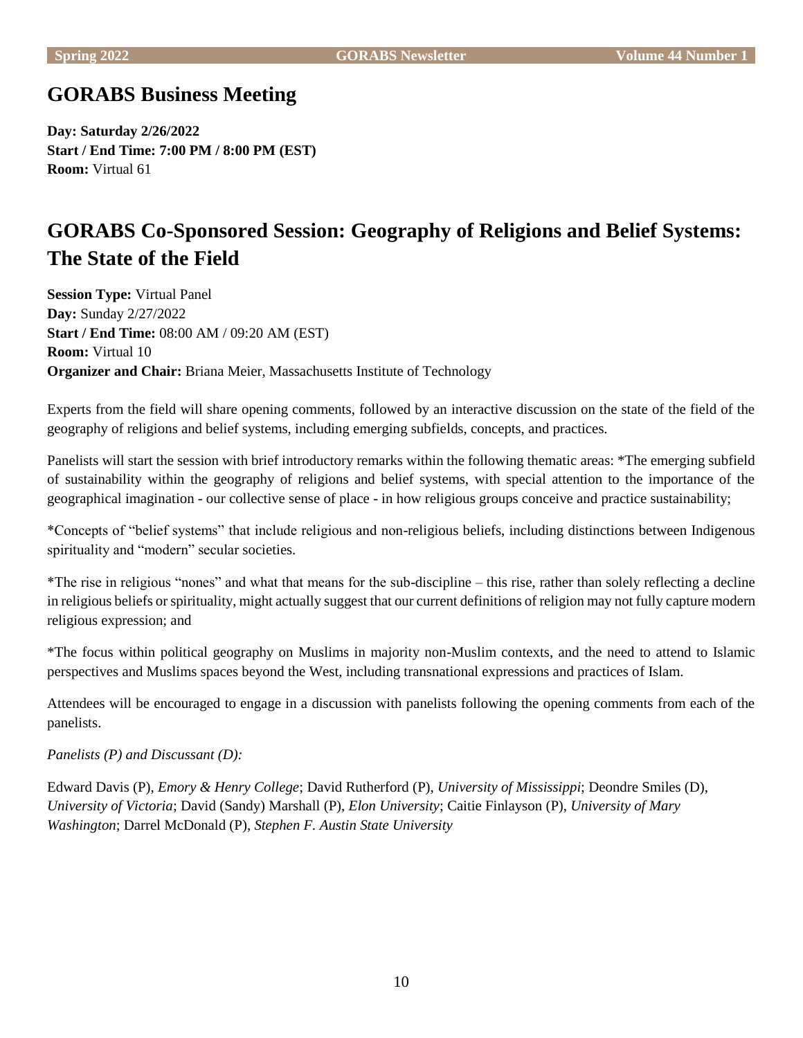## GORABS Business Meeting

**Day: Saturday 2/26/2022**
**Start / End Time: 7:00 PM / 8:00 PM (EST)**
**Room:** Virtual 61

## GORABS Co-Sponsored Session: Geography of Religions and Belief Systems: The State of the Field

**Session Type:** Virtual Panel
**Day:** Sunday 2/27/2022
**Start / End Time:** 08:00 AM / 09:20 AM (EST)
**Room:** Virtual 10
**Organizer and Chair:** Briana Meier, Massachusetts Institute of Technology

Experts from the field will share opening comments, followed by an interactive discussion on the state of the field of the geography of religions and belief systems, including emerging subfields, concepts, and practices.

Panelists will start the session with brief introductory remarks within the following thematic areas: *The emerging subfield of sustainability within the geography of religions and belief systems, with special attention to the importance of the geographical imagination - our collective sense of place - in how religious groups conceive and practice sustainability;

*Concepts of "belief systems" that include religious and non-religious beliefs, including distinctions between Indigenous spirituality and "modern" secular societies.

*The rise in religious "nones" and what that means for the sub-discipline – this rise, rather than solely reflecting a decline in religious beliefs or spirituality, might actually suggest that our current definitions of religion may not fully capture modern religious expression; and

*The focus within political geography on Muslims in majority non-Muslim contexts, and the need to attend to Islamic perspectives and Muslims spaces beyond the West, including transnational expressions and practices of Islam.

Attendees will be encouraged to engage in a discussion with panelists following the opening comments from each of the panelists.

*Panelists (P) and Discussant (D):*

Edward Davis (P), *Emory & Henry College*; David Rutherford (P), *University of Mississippi*; Deondre Smiles (D), *University of Victoria*; David (Sandy) Marshall (P), *Elon University*; Caitie Finlayson (P), *University of Mary Washington*; Darrel McDonald (P), *Stephen F. Austin State University*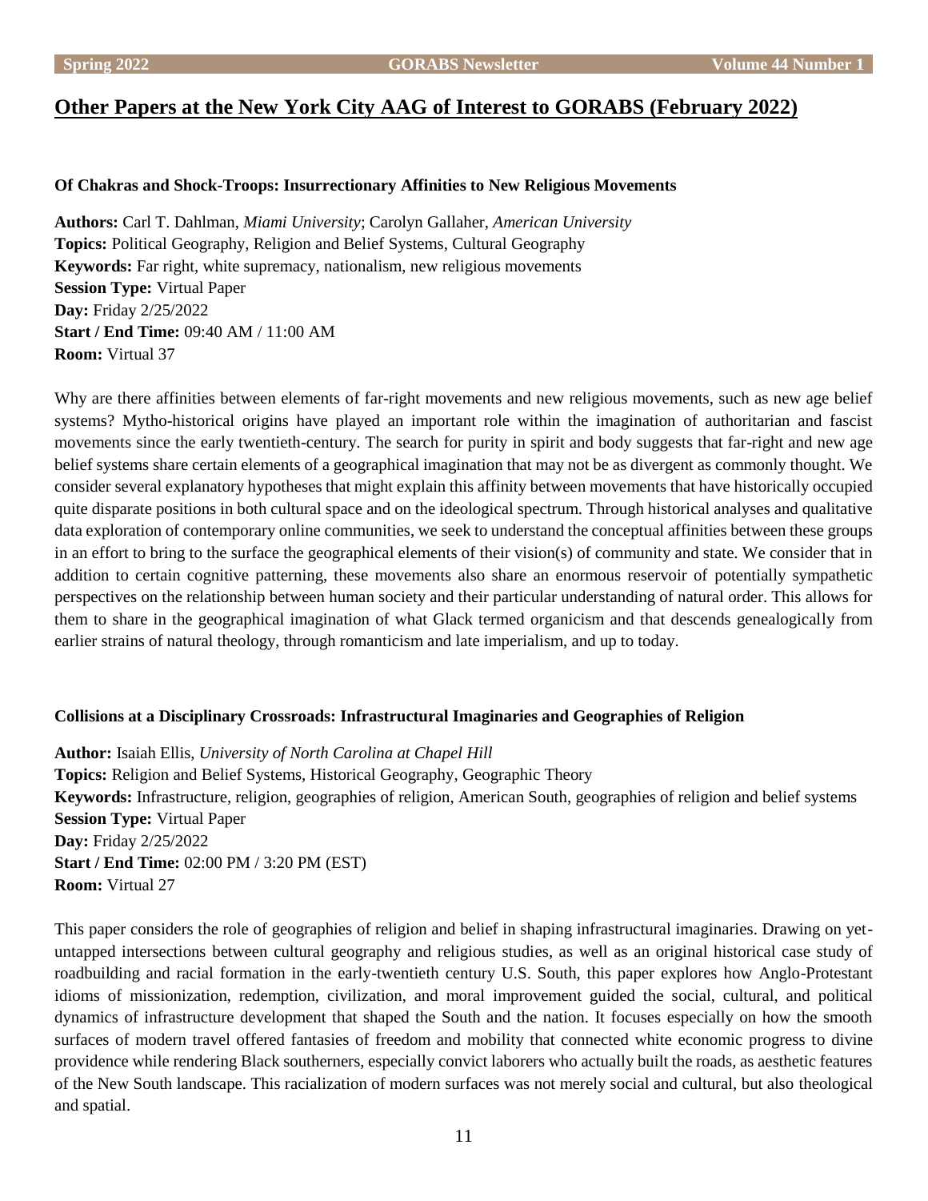## Other Papers at the New York City AAG of Interest to GORABS (February 2022)

### Of Chakras and Shock-Troops: Insurrectionary Affinities to New Religious Movements

**Authors:** Carl T. Dahlman, *Miami University*; Carolyn Gallaher, *American University*
**Topics:** Political Geography, Religion and Belief Systems, Cultural Geography
**Keywords:** Far right, white supremacy, nationalism, new religious movements
**Session Type:** Virtual Paper
**Day:** Friday 2/25/2022
**Start / End Time:** 09:40 AM / 11:00 AM
**Room:** Virtual 37

Why are there affinities between elements of far-right movements and new religious movements, such as new age belief systems? Mytho-historical origins have played an important role within the imagination of authoritarian and fascist movements since the early twentieth-century. The search for purity in spirit and body suggests that far-right and new age belief systems share certain elements of a geographical imagination that may not be as divergent as commonly thought. We consider several explanatory hypotheses that might explain this affinity between movements that have historically occupied quite disparate positions in both cultural space and on the ideological spectrum. Through historical analyses and qualitative data exploration of contemporary online communities, we seek to understand the conceptual affinities between these groups in an effort to bring to the surface the geographical elements of their vision(s) of community and state. We consider that in addition to certain cognitive patterning, these movements also share an enormous reservoir of potentially sympathetic perspectives on the relationship between human society and their particular understanding of natural order. This allows for them to share in the geographical imagination of what Glack termed organicism and that descends genealogically from earlier strains of natural theology, through romanticism and late imperialism, and up to today.

### Collisions at a Disciplinary Crossroads: Infrastructural Imaginaries and Geographies of Religion

**Author:** Isaiah Ellis, *University of North Carolina at Chapel Hill*
**Topics:** Religion and Belief Systems, Historical Geography, Geographic Theory
**Keywords:** Infrastructure, religion, geographies of religion, American South, geographies of religion and belief systems
**Session Type:** Virtual Paper
**Day:** Friday 2/25/2022
**Start / End Time:** 02:00 PM / 3:20 PM (EST)
**Room:** Virtual 27

This paper considers the role of geographies of religion and belief in shaping infrastructural imaginaries. Drawing on yet-untapped intersections between cultural geography and religious studies, as well as an original historical case study of roadbuilding and racial formation in the early-twentieth century U.S. South, this paper explores how Anglo-Protestant idioms of missionization, redemption, civilization, and moral improvement guided the social, cultural, and political dynamics of infrastructure development that shaped the South and the nation. It focuses especially on how the smooth surfaces of modern travel offered fantasies of freedom and mobility that connected white economic progress to divine providence while rendering Black southerners, especially convict laborers who actually built the roads, as aesthetic features of the New South landscape. This racialization of modern surfaces was not merely social and cultural, but also theological and spatial.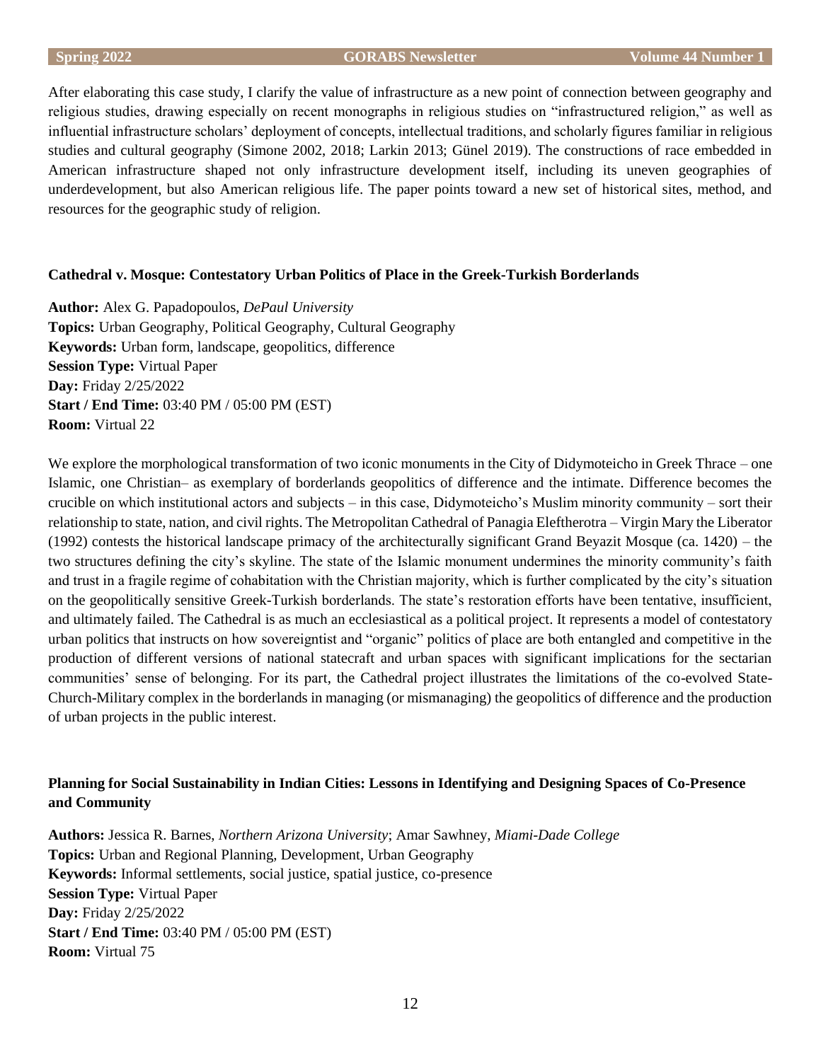After elaborating this case study, I clarify the value of infrastructure as a new point of connection between geography and religious studies, drawing especially on recent monographs in religious studies on "infrastructured religion," as well as influential infrastructure scholars' deployment of concepts, intellectual traditions, and scholarly figures familiar in religious studies and cultural geography (Simone 2002, 2018; Larkin 2013; Günel 2019). The constructions of race embedded in American infrastructure shaped not only infrastructure development itself, including its uneven geographies of underdevelopment, but also American religious life. The paper points toward a new set of historical sites, method, and resources for the geographic study of religion.

### Cathedral v. Mosque: Contestatory Urban Politics of Place in the Greek-Turkish Borderlands

**Author:** Alex G. Papadopoulos, *DePaul University*
**Topics:** Urban Geography, Political Geography, Cultural Geography
**Keywords:** Urban form, landscape, geopolitics, difference
**Session Type:** Virtual Paper
**Day:** Friday 2/25/2022
**Start / End Time:** 03:40 PM / 05:00 PM (EST)
**Room:** Virtual 22

We explore the morphological transformation of two iconic monuments in the City of Didymoteicho in Greek Thrace – one Islamic, one Christian– as exemplary of borderlands geopolitics of difference and the intimate. Difference becomes the crucible on which institutional actors and subjects – in this case, Didymoteicho's Muslim minority community – sort their relationship to state, nation, and civil rights. The Metropolitan Cathedral of Panagia Eleftherotra – Virgin Mary the Liberator (1992) contests the historical landscape primacy of the architecturally significant Grand Beyazit Mosque (ca. 1420) – the two structures defining the city's skyline. The state of the Islamic monument undermines the minority community's faith and trust in a fragile regime of cohabitation with the Christian majority, which is further complicated by the city's situation on the geopolitically sensitive Greek-Turkish borderlands. The state's restoration efforts have been tentative, insufficient, and ultimately failed. The Cathedral is as much an ecclesiastical as a political project. It represents a model of contestatory urban politics that instructs on how sovereigntist and "organic" politics of place are both entangled and competitive in the production of different versions of national statecraft and urban spaces with significant implications for the sectarian communities' sense of belonging. For its part, the Cathedral project illustrates the limitations of the co-evolved State-Church-Military complex in the borderlands in managing (or mismanaging) the geopolitics of difference and the production of urban projects in the public interest.

### Planning for Social Sustainability in Indian Cities: Lessons in Identifying and Designing Spaces of Co-Presence and Community

**Authors:** Jessica R. Barnes, *Northern Arizona University*; Amar Sawhney, *Miami-Dade College*
**Topics:** Urban and Regional Planning, Development, Urban Geography
**Keywords:** Informal settlements, social justice, spatial justice, co-presence
**Session Type:** Virtual Paper
**Day:** Friday 2/25/2022
**Start / End Time:** 03:40 PM / 05:00 PM (EST)
**Room:** Virtual 75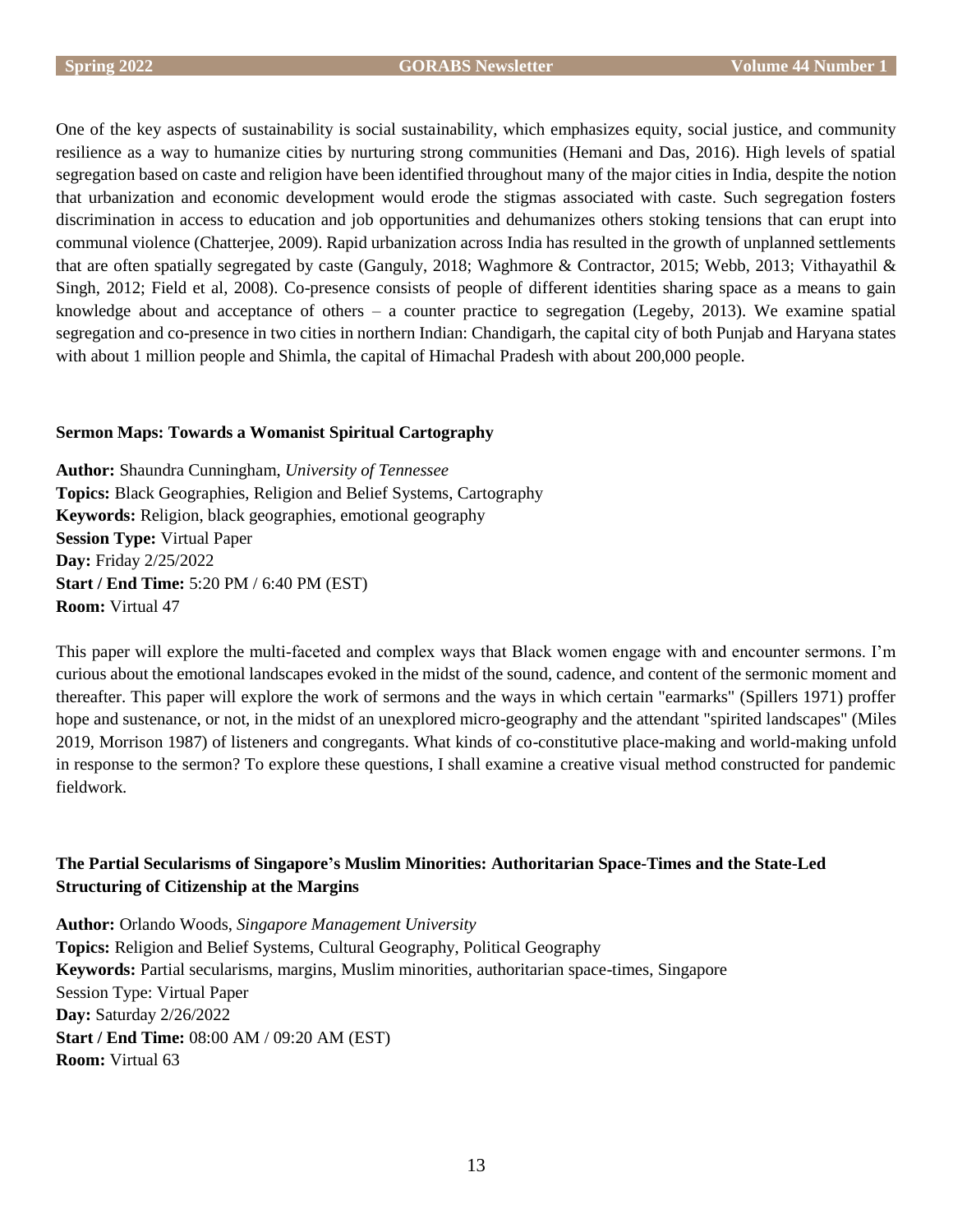One of the key aspects of sustainability is social sustainability, which emphasizes equity, social justice, and community resilience as a way to humanize cities by nurturing strong communities (Hemani and Das, 2016). High levels of spatial segregation based on caste and religion have been identified throughout many of the major cities in India, despite the notion that urbanization and economic development would erode the stigmas associated with caste. Such segregation fosters discrimination in access to education and job opportunities and dehumanizes others stoking tensions that can erupt into communal violence (Chatterjee, 2009). Rapid urbanization across India has resulted in the growth of unplanned settlements that are often spatially segregated by caste (Ganguly, 2018; Waghmore & Contractor, 2015; Webb, 2013; Vithayathil & Singh, 2012; Field et al, 2008). Co-presence consists of people of different identities sharing space as a means to gain knowledge about and acceptance of others – a counter practice to segregation (Legeby, 2013). We examine spatial segregation and co-presence in two cities in northern Indian: Chandigarh, the capital city of both Punjab and Haryana states with about 1 million people and Shimla, the capital of Himachal Pradesh with about 200,000 people.

**Sermon Maps: Towards a Womanist Spiritual Cartography**

**Author:** Shaundra Cunningham, *University of Tennessee*
**Topics:** Black Geographies, Religion and Belief Systems, Cartography
**Keywords:** Religion, black geographies, emotional geography
**Session Type:** Virtual Paper
**Day:** Friday 2/25/2022
**Start / End Time:** 5:20 PM / 6:40 PM (EST)
**Room:** Virtual 47

This paper will explore the multi-faceted and complex ways that Black women engage with and encounter sermons. I'm curious about the emotional landscapes evoked in the midst of the sound, cadence, and content of the sermonic moment and thereafter. This paper will explore the work of sermons and the ways in which certain "earmarks" (Spillers 1971) proffer hope and sustenance, or not, in the midst of an unexplored micro-geography and the attendant "spirited landscapes" (Miles 2019, Morrison 1987) of listeners and congregants. What kinds of co-constitutive place-making and world-making unfold in response to the sermon? To explore these questions, I shall examine a creative visual method constructed for pandemic fieldwork.

**The Partial Secularisms of Singapore's Muslim Minorities: Authoritarian Space-Times and the State-Led Structuring of Citizenship at the Margins**

**Author:** Orlando Woods, *Singapore Management University*
**Topics:** Religion and Belief Systems, Cultural Geography, Political Geography
**Keywords:** Partial secularisms, margins, Muslim minorities, authoritarian space-times, Singapore
Session Type: Virtual Paper
**Day:** Saturday 2/26/2022
**Start / End Time:** 08:00 AM / 09:20 AM (EST)
**Room:** Virtual 63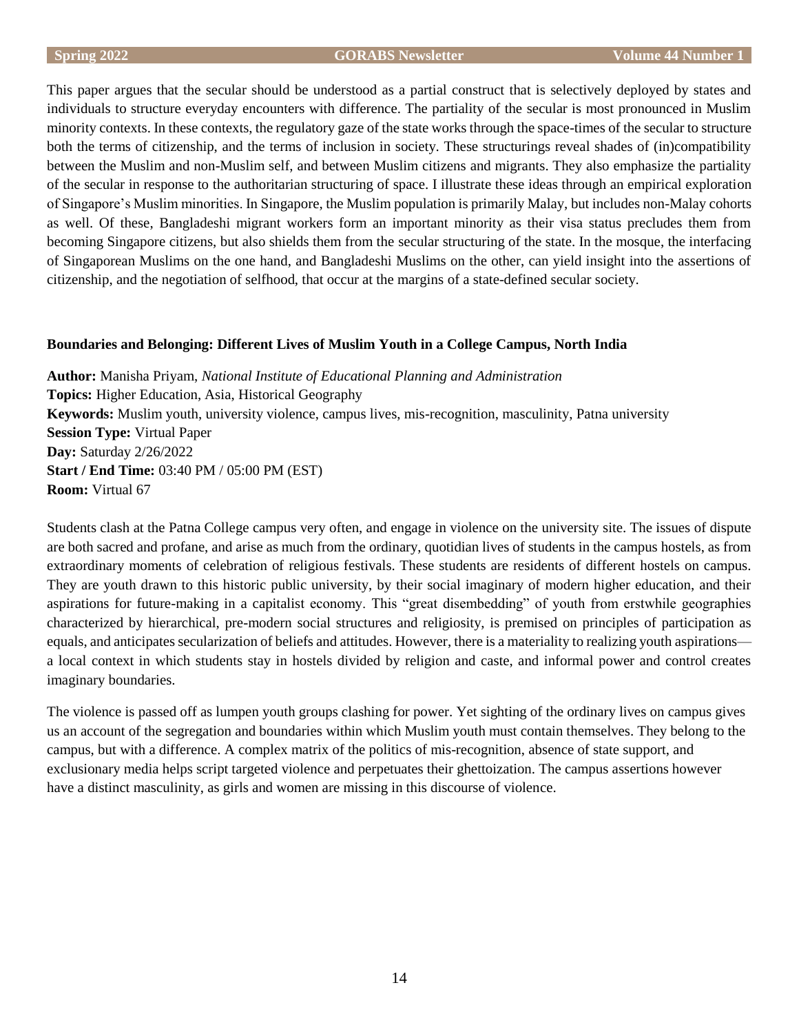This paper argues that the secular should be understood as a partial construct that is selectively deployed by states and individuals to structure everyday encounters with difference. The partiality of the secular is most pronounced in Muslim minority contexts. In these contexts, the regulatory gaze of the state works through the space-times of the secular to structure both the terms of citizenship, and the terms of inclusion in society. These structurings reveal shades of (in)compatibility between the Muslim and non-Muslim self, and between Muslim citizens and migrants. They also emphasize the partiality of the secular in response to the authoritarian structuring of space. I illustrate these ideas through an empirical exploration of Singapore's Muslim minorities. In Singapore, the Muslim population is primarily Malay, but includes non-Malay cohorts as well. Of these, Bangladeshi migrant workers form an important minority as their visa status precludes them from becoming Singapore citizens, but also shields them from the secular structuring of the state. In the mosque, the interfacing of Singaporean Muslims on the one hand, and Bangladeshi Muslims on the other, can yield insight into the assertions of citizenship, and the negotiation of selfhood, that occur at the margins of a state-defined secular society.

**Boundaries and Belonging: Different Lives of Muslim Youth in a College Campus, North India**

**Author:** Manisha Priyam, *National Institute of Educational Planning and Administration*
**Topics:** Higher Education, Asia, Historical Geography
**Keywords:** Muslim youth, university violence, campus lives, mis-recognition, masculinity, Patna university
**Session Type:** Virtual Paper
**Day:** Saturday 2/26/2022
**Start / End Time:** 03:40 PM / 05:00 PM (EST)
**Room:** Virtual 67

Students clash at the Patna College campus very often, and engage in violence on the university site. The issues of dispute are both sacred and profane, and arise as much from the ordinary, quotidian lives of students in the campus hostels, as from extraordinary moments of celebration of religious festivals. These students are residents of different hostels on campus. They are youth drawn to this historic public university, by their social imaginary of modern higher education, and their aspirations for future-making in a capitalist economy. This "great disembedding" of youth from erstwhile geographies characterized by hierarchical, pre-modern social structures and religiosity, is premised on principles of participation as equals, and anticipates secularization of beliefs and attitudes. However, there is a materiality to realizing youth aspirations—a local context in which students stay in hostels divided by religion and caste, and informal power and control creates imaginary boundaries.

The violence is passed off as lumpen youth groups clashing for power. Yet sighting of the ordinary lives on campus gives us an account of the segregation and boundaries within which Muslim youth must contain themselves. They belong to the campus, but with a difference. A complex matrix of the politics of mis-recognition, absence of state support, and exclusionary media helps script targeted violence and perpetuates their ghettoization. The campus assertions however have a distinct masculinity, as girls and women are missing in this discourse of violence.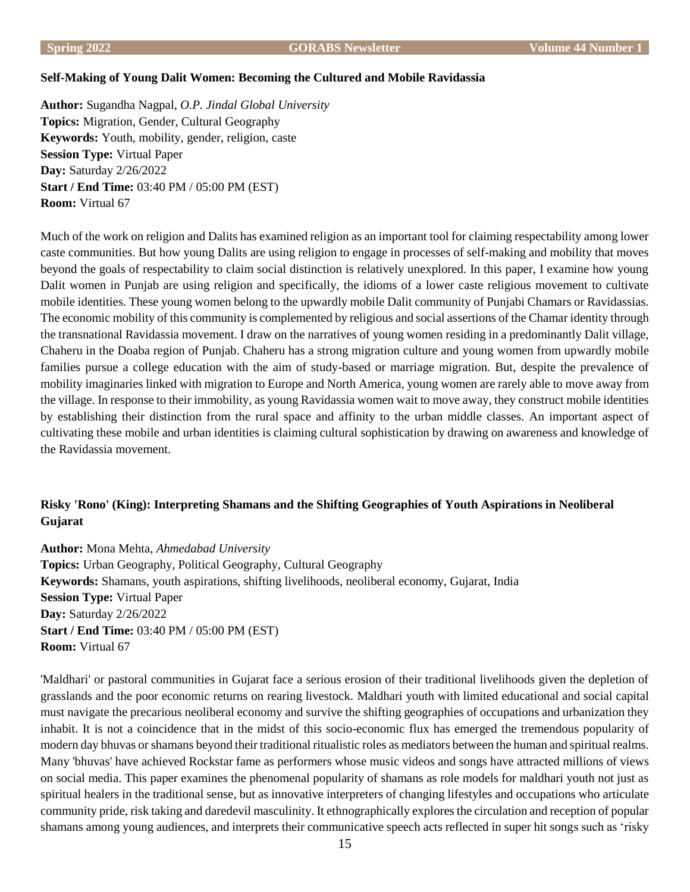### Self-Making of Young Dalit Women: Becoming the Cultured and Mobile Ravidassia

**Author:** Sugandha Nagpal, *O.P. Jindal Global University*
**Topics:** Migration, Gender, Cultural Geography
**Keywords:** Youth, mobility, gender, religion, caste
**Session Type:** Virtual Paper
**Day:** Saturday 2/26/2022
**Start / End Time:** 03:40 PM / 05:00 PM (EST)
**Room:** Virtual 67

Much of the work on religion and Dalits has examined religion as an important tool for claiming respectability among lower caste communities. But how young Dalits are using religion to engage in processes of self-making and mobility that moves beyond the goals of respectability to claim social distinction is relatively unexplored. In this paper, I examine how young Dalit women in Punjab are using religion and specifically, the idioms of a lower caste religious movement to cultivate mobile identities. These young women belong to the upwardly mobile Dalit community of Punjabi Chamars or Ravidassias. The economic mobility of this community is complemented by religious and social assertions of the Chamar identity through the transnational Ravidassia movement. I draw on the narratives of young women residing in a predominantly Dalit village, Chaheru in the Doaba region of Punjab. Chaheru has a strong migration culture and young women from upwardly mobile families pursue a college education with the aim of study-based or marriage migration. But, despite the prevalence of mobility imaginaries linked with migration to Europe and North America, young women are rarely able to move away from the village. In response to their immobility, as young Ravidassia women wait to move away, they construct mobile identities by establishing their distinction from the rural space and affinity to the urban middle classes. An important aspect of cultivating these mobile and urban identities is claiming cultural sophistication by drawing on awareness and knowledge of the Ravidassia movement.

### Risky 'Rono' (King): Interpreting Shamans and the Shifting Geographies of Youth Aspirations in Neoliberal Gujarat

**Author:** Mona Mehta, *Ahmedabad University*
**Topics:** Urban Geography, Political Geography, Cultural Geography
**Keywords:** Shamans, youth aspirations, shifting livelihoods, neoliberal economy, Gujarat, India
**Session Type:** Virtual Paper
**Day:** Saturday 2/26/2022
**Start / End Time:** 03:40 PM / 05:00 PM (EST)
**Room:** Virtual 67

'Maldhari' or pastoral communities in Gujarat face a serious erosion of their traditional livelihoods given the depletion of grasslands and the poor economic returns on rearing livestock. Maldhari youth with limited educational and social capital must navigate the precarious neoliberal economy and survive the shifting geographies of occupations and urbanization they inhabit. It is not a coincidence that in the midst of this socio-economic flux has emerged the tremendous popularity of modern day bhuvas or shamans beyond their traditional ritualistic roles as mediators between the human and spiritual realms. Many 'bhuvas' have achieved Rockstar fame as performers whose music videos and songs have attracted millions of views on social media. This paper examines the phenomenal popularity of shamans as role models for maldhari youth not just as spiritual healers in the traditional sense, but as innovative interpreters of changing lifestyles and occupations who articulate community pride, risk taking and daredevil masculinity. It ethnographically explores the circulation and reception of popular shamans among young audiences, and interprets their communicative speech acts reflected in super hit songs such as 'risky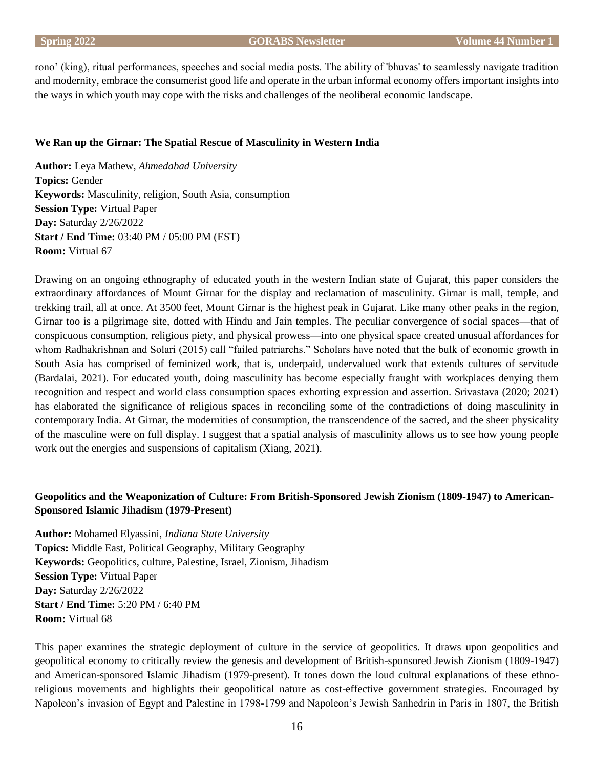rono' (king), ritual performances, speeches and social media posts. The ability of 'bhuvas' to seamlessly navigate tradition and modernity, embrace the consumerist good life and operate in the urban informal economy offers important insights into the ways in which youth may cope with the risks and challenges of the neoliberal economic landscape.

### We Ran up the Girnar: The Spatial Rescue of Masculinity in Western India

**Author:** Leya Mathew, *Ahmedabad University*
**Topics:** Gender
**Keywords:** Masculinity, religion, South Asia, consumption
**Session Type:** Virtual Paper
**Day:** Saturday 2/26/2022
**Start / End Time:** 03:40 PM / 05:00 PM (EST)
**Room:** Virtual 67

Drawing on an ongoing ethnography of educated youth in the western Indian state of Gujarat, this paper considers the extraordinary affordances of Mount Girnar for the display and reclamation of masculinity. Girnar is mall, temple, and trekking trail, all at once. At 3500 feet, Mount Girnar is the highest peak in Gujarat. Like many other peaks in the region, Girnar too is a pilgrimage site, dotted with Hindu and Jain temples. The peculiar convergence of social spaces—that of conspicuous consumption, religious piety, and physical prowess—into one physical space created unusual affordances for whom Radhakrishnan and Solari (2015) call "failed patriarchs." Scholars have noted that the bulk of economic growth in South Asia has comprised of feminized work, that is, underpaid, undervalued work that extends cultures of servitude (Bardalai, 2021). For educated youth, doing masculinity has become especially fraught with workplaces denying them recognition and respect and world class consumption spaces exhorting expression and assertion. Srivastava (2020; 2021) has elaborated the significance of religious spaces in reconciling some of the contradictions of doing masculinity in contemporary India. At Girnar, the modernities of consumption, the transcendence of the sacred, and the sheer physicality of the masculine were on full display. I suggest that a spatial analysis of masculinity allows us to see how young people work out the energies and suspensions of capitalism (Xiang, 2021).

### Geopolitics and the Weaponization of Culture: From British-Sponsored Jewish Zionism (1809-1947) to American-Sponsored Islamic Jihadism (1979-Present)

**Author:** Mohamed Elyassini, *Indiana State University*
**Topics:** Middle East, Political Geography, Military Geography
**Keywords:** Geopolitics, culture, Palestine, Israel, Zionism, Jihadism
**Session Type:** Virtual Paper
**Day:** Saturday 2/26/2022
**Start / End Time:** 5:20 PM / 6:40 PM
**Room:** Virtual 68

This paper examines the strategic deployment of culture in the service of geopolitics. It draws upon geopolitics and geopolitical economy to critically review the genesis and development of British-sponsored Jewish Zionism (1809-1947) and American-sponsored Islamic Jihadism (1979-present). It tones down the loud cultural explanations of these ethno-religious movements and highlights their geopolitical nature as cost-effective government strategies. Encouraged by Napoleon's invasion of Egypt and Palestine in 1798-1799 and Napoleon's Jewish Sanhedrin in Paris in 1807, the British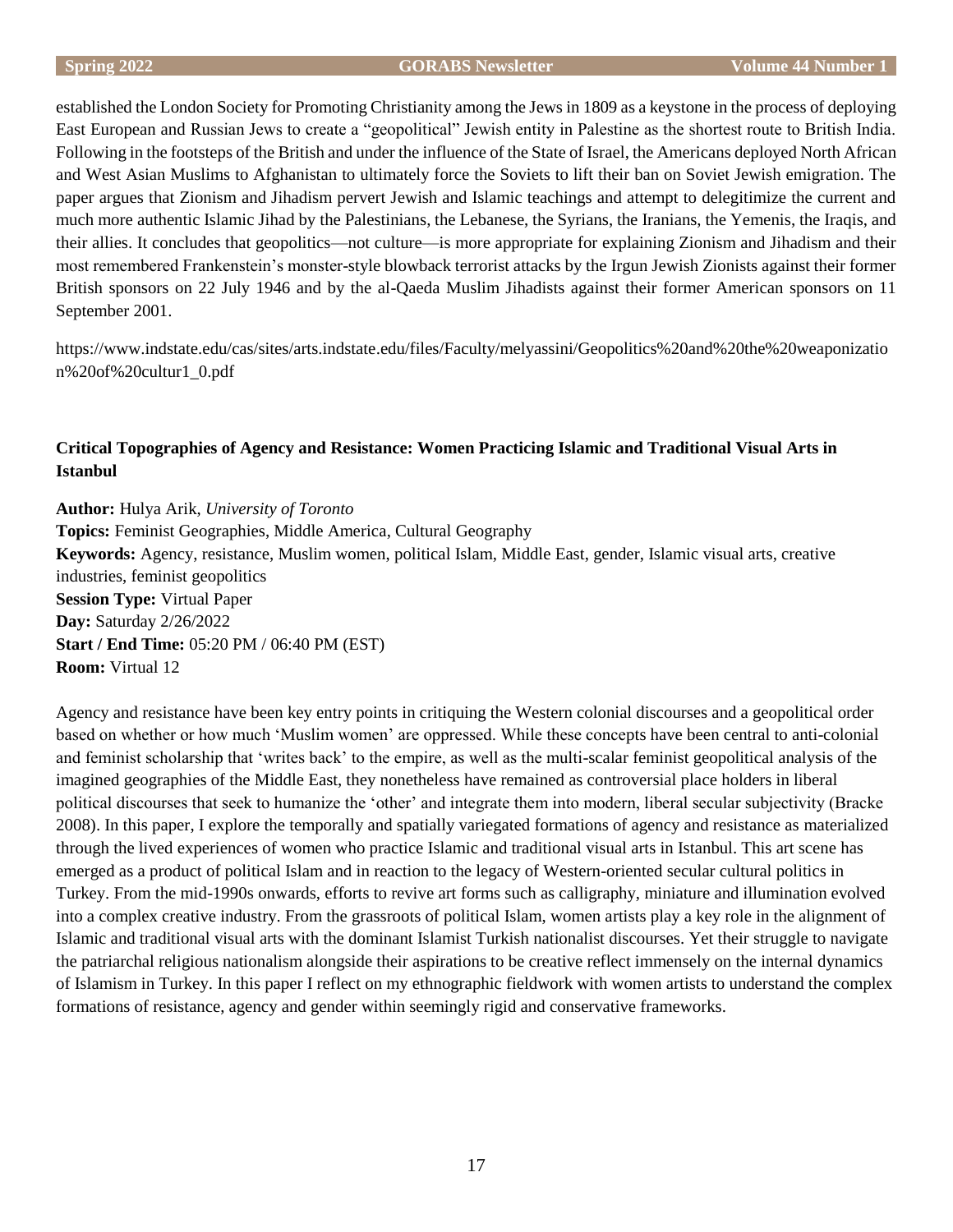established the London Society for Promoting Christianity among the Jews in 1809 as a keystone in the process of deploying East European and Russian Jews to create a "geopolitical" Jewish entity in Palestine as the shortest route to British India. Following in the footsteps of the British and under the influence of the State of Israel, the Americans deployed North African and West Asian Muslims to Afghanistan to ultimately force the Soviets to lift their ban on Soviet Jewish emigration. The paper argues that Zionism and Jihadism pervert Jewish and Islamic teachings and attempt to delegitimize the current and much more authentic Islamic Jihad by the Palestinians, the Lebanese, the Syrians, the Iranians, the Yemenis, the Iraqis, and their allies. It concludes that geopolitics—not culture—is more appropriate for explaining Zionism and Jihadism and their most remembered Frankenstein's monster-style blowback terrorist attacks by the Irgun Jewish Zionists against their former British sponsors on 22 July 1946 and by the al-Qaeda Muslim Jihadists against their former American sponsors on 11 September 2001.

https://www.indstate.edu/cas/sites/arts.indstate.edu/files/Faculty/melyassini/Geopolitics%20and%20the%20weaponization%20of%20cultur1_0.pdf

### Critical Topographies of Agency and Resistance: Women Practicing Islamic and Traditional Visual Arts in Istanbul

**Author:** Hulya Arik, *University of Toronto*
**Topics:** Feminist Geographies, Middle America, Cultural Geography
**Keywords:** Agency, resistance, Muslim women, political Islam, Middle East, gender, Islamic visual arts, creative industries, feminist geopolitics
**Session Type:** Virtual Paper
**Day:** Saturday 2/26/2022
**Start / End Time:** 05:20 PM / 06:40 PM (EST)
**Room:** Virtual 12

Agency and resistance have been key entry points in critiquing the Western colonial discourses and a geopolitical order based on whether or how much 'Muslim women' are oppressed. While these concepts have been central to anti-colonial and feminist scholarship that 'writes back' to the empire, as well as the multi-scalar feminist geopolitical analysis of the imagined geographies of the Middle East, they nonetheless have remained as controversial place holders in liberal political discourses that seek to humanize the 'other' and integrate them into modern, liberal secular subjectivity (Bracke 2008). In this paper, I explore the temporally and spatially variegated formations of agency and resistance as materialized through the lived experiences of women who practice Islamic and traditional visual arts in Istanbul. This art scene has emerged as a product of political Islam and in reaction to the legacy of Western-oriented secular cultural politics in Turkey. From the mid-1990s onwards, efforts to revive art forms such as calligraphy, miniature and illumination evolved into a complex creative industry. From the grassroots of political Islam, women artists play a key role in the alignment of Islamic and traditional visual arts with the dominant Islamist Turkish nationalist discourses. Yet their struggle to navigate the patriarchal religious nationalism alongside their aspirations to be creative reflect immensely on the internal dynamics of Islamism in Turkey. In this paper I reflect on my ethnographic fieldwork with women artists to understand the complex formations of resistance, agency and gender within seemingly rigid and conservative frameworks.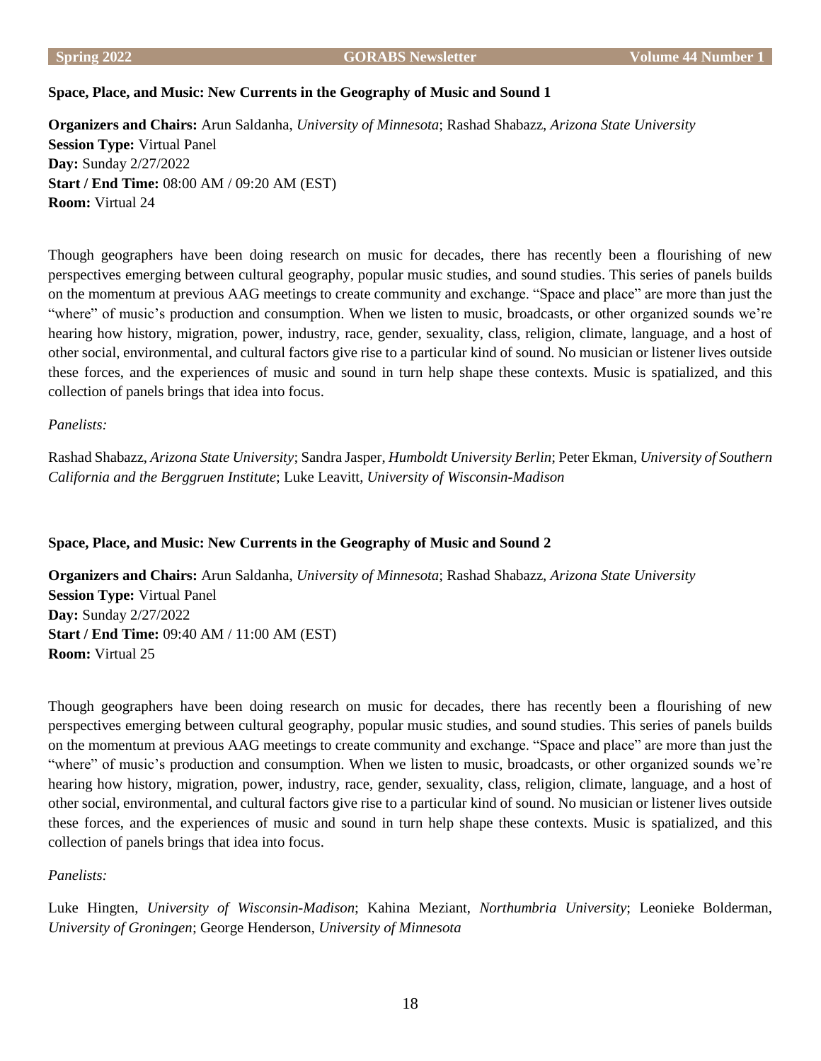### Space, Place, and Music: New Currents in the Geography of Music and Sound 1

**Organizers and Chairs:** Arun Saldanha, *University of Minnesota*; Rashad Shabazz, *Arizona State University*
**Session Type:** Virtual Panel
**Day:** Sunday 2/27/2022
**Start / End Time:** 08:00 AM / 09:20 AM (EST)
**Room:** Virtual 24

Though geographers have been doing research on music for decades, there has recently been a flourishing of new perspectives emerging between cultural geography, popular music studies, and sound studies. This series of panels builds on the momentum at previous AAG meetings to create community and exchange. "Space and place" are more than just the "where" of music's production and consumption. When we listen to music, broadcasts, or other organized sounds we're hearing how history, migration, power, industry, race, gender, sexuality, class, religion, climate, language, and a host of other social, environmental, and cultural factors give rise to a particular kind of sound. No musician or listener lives outside these forces, and the experiences of music and sound in turn help shape these contexts. Music is spatialized, and this collection of panels brings that idea into focus.

*Panelists:*

Rashad Shabazz, *Arizona State University*; Sandra Jasper, *Humboldt University Berlin*; Peter Ekman, *University of Southern California and the Berggruen Institute*; Luke Leavitt, *University of Wisconsin-Madison*

### Space, Place, and Music: New Currents in the Geography of Music and Sound 2

**Organizers and Chairs:** Arun Saldanha, *University of Minnesota*; Rashad Shabazz, *Arizona State University*
**Session Type:** Virtual Panel
**Day:** Sunday 2/27/2022
**Start / End Time:** 09:40 AM / 11:00 AM (EST)
**Room:** Virtual 25

Though geographers have been doing research on music for decades, there has recently been a flourishing of new perspectives emerging between cultural geography, popular music studies, and sound studies. This series of panels builds on the momentum at previous AAG meetings to create community and exchange. "Space and place" are more than just the "where" of music's production and consumption. When we listen to music, broadcasts, or other organized sounds we're hearing how history, migration, power, industry, race, gender, sexuality, class, religion, climate, language, and a host of other social, environmental, and cultural factors give rise to a particular kind of sound. No musician or listener lives outside these forces, and the experiences of music and sound in turn help shape these contexts. Music is spatialized, and this collection of panels brings that idea into focus.

*Panelists:*

Luke Hingten, *University of Wisconsin-Madison*; Kahina Meziant, *Northumbria University*; Leonieke Bolderman, *University of Groningen*; George Henderson, *University of Minnesota*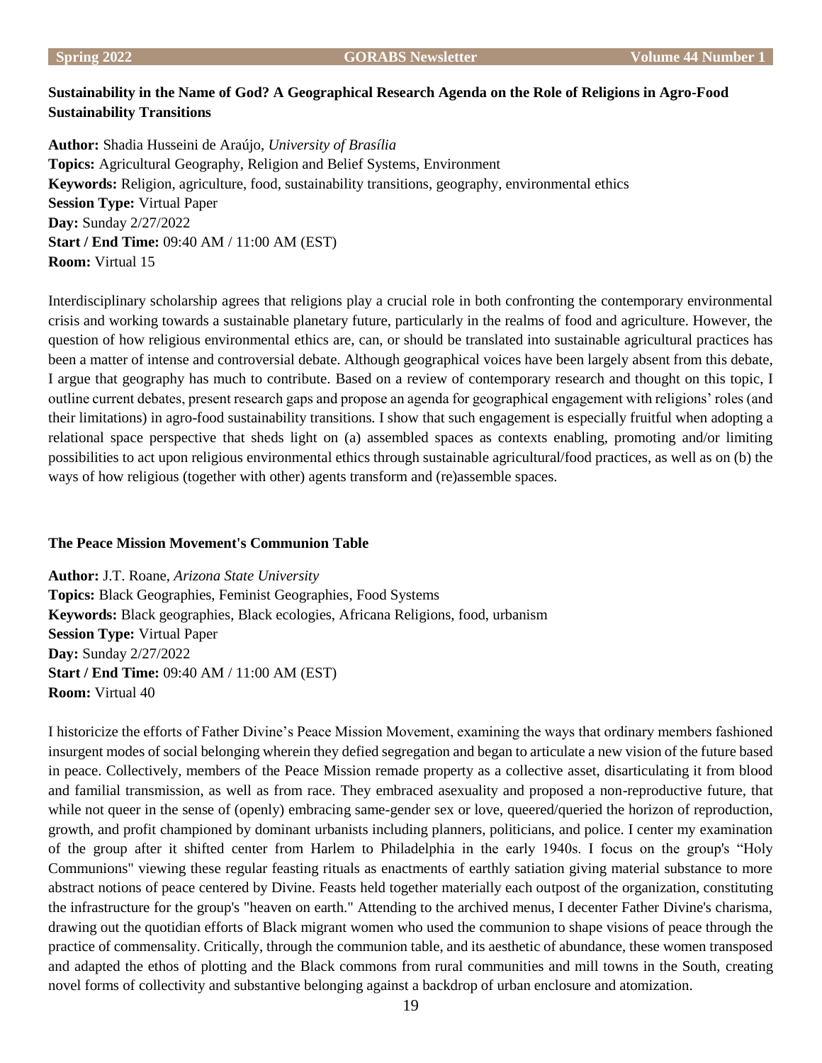### Sustainability in the Name of God? A Geographical Research Agenda on the Role of Religions in Agro-Food Sustainability Transitions

**Author:** Shadia Husseini de Araújo, *University of Brasília*
**Topics:** Agricultural Geography, Religion and Belief Systems, Environment
**Keywords:** Religion, agriculture, food, sustainability transitions, geography, environmental ethics
**Session Type:** Virtual Paper
**Day:** Sunday 2/27/2022
**Start / End Time:** 09:40 AM / 11:00 AM (EST)
**Room:** Virtual 15

Interdisciplinary scholarship agrees that religions play a crucial role in both confronting the contemporary environmental crisis and working towards a sustainable planetary future, particularly in the realms of food and agriculture. However, the question of how religious environmental ethics are, can, or should be translated into sustainable agricultural practices has been a matter of intense and controversial debate. Although geographical voices have been largely absent from this debate, I argue that geography has much to contribute. Based on a review of contemporary research and thought on this topic, I outline current debates, present research gaps and propose an agenda for geographical engagement with religions' roles (and their limitations) in agro-food sustainability transitions. I show that such engagement is especially fruitful when adopting a relational space perspective that sheds light on (a) assembled spaces as contexts enabling, promoting and/or limiting possibilities to act upon religious environmental ethics through sustainable agricultural/food practices, as well as on (b) the ways of how religious (together with other) agents transform and (re)assemble spaces.

### The Peace Mission Movement's Communion Table

**Author:** J.T. Roane, *Arizona State University*
**Topics:** Black Geographies, Feminist Geographies, Food Systems
**Keywords:** Black geographies, Black ecologies, Africana Religions, food, urbanism
**Session Type:** Virtual Paper
**Day:** Sunday 2/27/2022
**Start / End Time:** 09:40 AM / 11:00 AM (EST)
**Room:** Virtual 40

I historicize the efforts of Father Divine's Peace Mission Movement, examining the ways that ordinary members fashioned insurgent modes of social belonging wherein they defied segregation and began to articulate a new vision of the future based in peace. Collectively, members of the Peace Mission remade property as a collective asset, disarticulating it from blood and familial transmission, as well as from race. They embraced asexuality and proposed a non-reproductive future, that while not queer in the sense of (openly) embracing same-gender sex or love, queered/queried the horizon of reproduction, growth, and profit championed by dominant urbanists including planners, politicians, and police. I center my examination of the group after it shifted center from Harlem to Philadelphia in the early 1940s. I focus on the group's "Holy Communions" viewing these regular feasting rituals as enactments of earthly satiation giving material substance to more abstract notions of peace centered by Divine. Feasts held together materially each outpost of the organization, constituting the infrastructure for the group's "heaven on earth." Attending to the archived menus, I decenter Father Divine's charisma, drawing out the quotidian efforts of Black migrant women who used the communion to shape visions of peace through the practice of commensality. Critically, through the communion table, and its aesthetic of abundance, these women transposed and adapted the ethos of plotting and the Black commons from rural communities and mill towns in the South, creating novel forms of collectivity and substantive belonging against a backdrop of urban enclosure and atomization.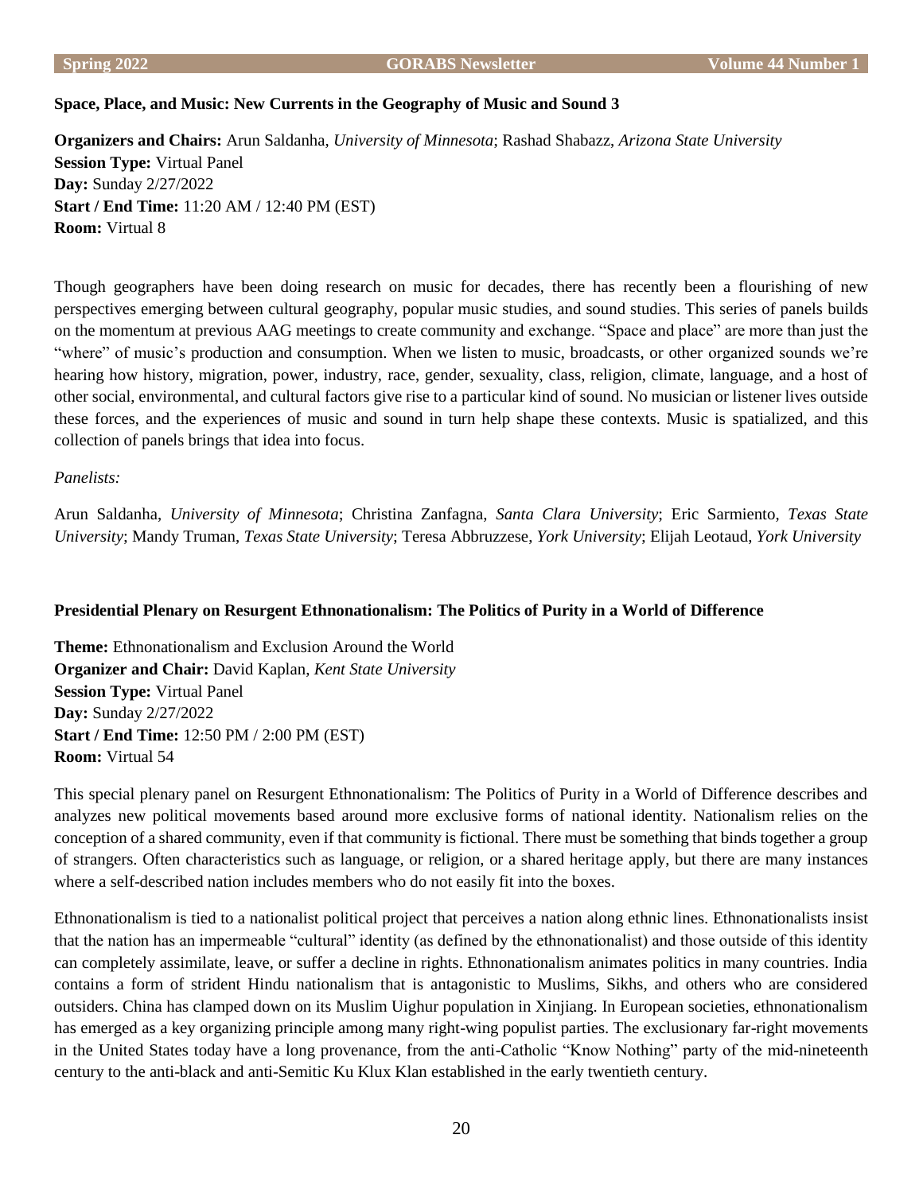**Space, Place, and Music: New Currents in the Geography of Music and Sound 3**

**Organizers and Chairs:** Arun Saldanha, *University of Minnesota*; Rashad Shabazz, *Arizona State University*
**Session Type:** Virtual Panel
**Day:** Sunday 2/27/2022
**Start / End Time:** 11:20 AM / 12:40 PM (EST)
**Room:** Virtual 8

Though geographers have been doing research on music for decades, there has recently been a flourishing of new perspectives emerging between cultural geography, popular music studies, and sound studies. This series of panels builds on the momentum at previous AAG meetings to create community and exchange. "Space and place" are more than just the "where" of music's production and consumption. When we listen to music, broadcasts, or other organized sounds we're hearing how history, migration, power, industry, race, gender, sexuality, class, religion, climate, language, and a host of other social, environmental, and cultural factors give rise to a particular kind of sound. No musician or listener lives outside these forces, and the experiences of music and sound in turn help shape these contexts. Music is spatialized, and this collection of panels brings that idea into focus.

*Panelists:*

Arun Saldanha, *University of Minnesota*; Christina Zanfagna, *Santa Clara University*; Eric Sarmiento, *Texas State University*; Mandy Truman, *Texas State University*; Teresa Abbruzzese, *York University*; Elijah Leotaud, *York University*

**Presidential Plenary on Resurgent Ethnonationalism: The Politics of Purity in a World of Difference**

**Theme:** Ethnonationalism and Exclusion Around the World
**Organizer and Chair:** David Kaplan, *Kent State University*
**Session Type:** Virtual Panel
**Day:** Sunday 2/27/2022
**Start / End Time:** 12:50 PM / 2:00 PM (EST)
**Room:** Virtual 54

This special plenary panel on Resurgent Ethnonationalism: The Politics of Purity in a World of Difference describes and analyzes new political movements based around more exclusive forms of national identity. Nationalism relies on the conception of a shared community, even if that community is fictional. There must be something that binds together a group of strangers. Often characteristics such as language, or religion, or a shared heritage apply, but there are many instances where a self-described nation includes members who do not easily fit into the boxes.

Ethnonationalism is tied to a nationalist political project that perceives a nation along ethnic lines. Ethnonationalists insist that the nation has an impermeable "cultural" identity (as defined by the ethnonationalist) and those outside of this identity can completely assimilate, leave, or suffer a decline in rights. Ethnonationalism animates politics in many countries. India contains a form of strident Hindu nationalism that is antagonistic to Muslims, Sikhs, and others who are considered outsiders. China has clamped down on its Muslim Uighur population in Xinjiang. In European societies, ethnonationalism has emerged as a key organizing principle among many right-wing populist parties. The exclusionary far-right movements in the United States today have a long provenance, from the anti-Catholic "Know Nothing" party of the mid-nineteenth century to the anti-black and anti-Semitic Ku Klux Klan established in the early twentieth century.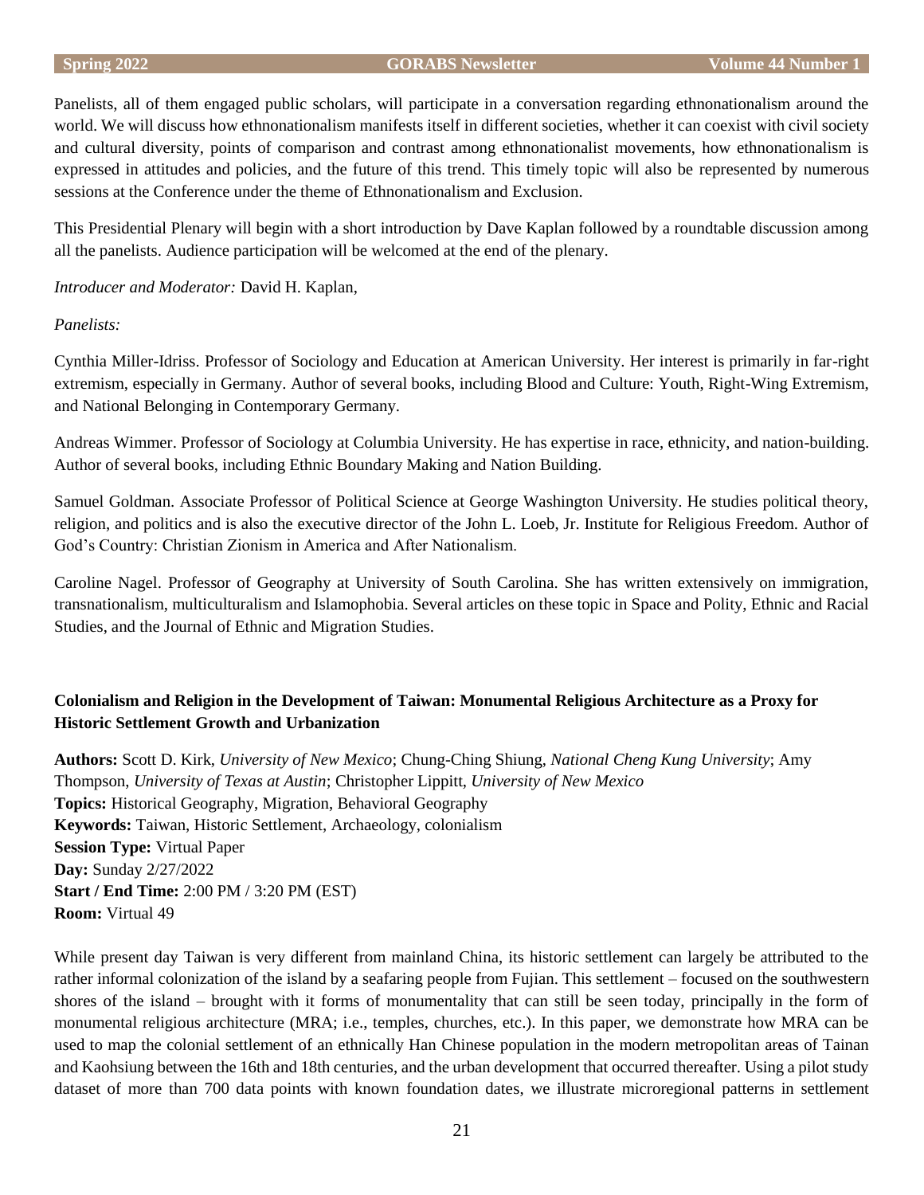Panelists, all of them engaged public scholars, will participate in a conversation regarding ethnonationalism around the world. We will discuss how ethnonationalism manifests itself in different societies, whether it can coexist with civil society and cultural diversity, points of comparison and contrast among ethnonationalist movements, how ethnonationalism is expressed in attitudes and policies, and the future of this trend. This timely topic will also be represented by numerous sessions at the Conference under the theme of Ethnonationalism and Exclusion.

This Presidential Plenary will begin with a short introduction by Dave Kaplan followed by a roundtable discussion among all the panelists. Audience participation will be welcomed at the end of the plenary.

*Introducer and Moderator:* David H. Kaplan,

*Panelists:*

Cynthia Miller-Idriss. Professor of Sociology and Education at American University. Her interest is primarily in far-right extremism, especially in Germany. Author of several books, including Blood and Culture: Youth, Right-Wing Extremism, and National Belonging in Contemporary Germany.

Andreas Wimmer. Professor of Sociology at Columbia University. He has expertise in race, ethnicity, and nation-building. Author of several books, including Ethnic Boundary Making and Nation Building.

Samuel Goldman. Associate Professor of Political Science at George Washington University. He studies political theory, religion, and politics and is also the executive director of the John L. Loeb, Jr. Institute for Religious Freedom. Author of God's Country: Christian Zionism in America and After Nationalism.

Caroline Nagel. Professor of Geography at University of South Carolina. She has written extensively on immigration, transnationalism, multiculturalism and Islamophobia. Several articles on these topic in Space and Polity, Ethnic and Racial Studies, and the Journal of Ethnic and Migration Studies.

### Colonialism and Religion in the Development of Taiwan: Monumental Religious Architecture as a Proxy for Historic Settlement Growth and Urbanization

**Authors:** Scott D. Kirk, *University of New Mexico*; Chung-Ching Shiung, *National Cheng Kung University*; Amy Thompson, *University of Texas at Austin*; Christopher Lippitt, *University of New Mexico*
**Topics:** Historical Geography, Migration, Behavioral Geography
**Keywords:** Taiwan, Historic Settlement, Archaeology, colonialism
**Session Type:** Virtual Paper
**Day:** Sunday 2/27/2022
**Start / End Time:** 2:00 PM / 3:20 PM (EST)
**Room:** Virtual 49

While present day Taiwan is very different from mainland China, its historic settlement can largely be attributed to the rather informal colonization of the island by a seafaring people from Fujian. This settlement – focused on the southwestern shores of the island – brought with it forms of monumentality that can still be seen today, principally in the form of monumental religious architecture (MRA; i.e., temples, churches, etc.). In this paper, we demonstrate how MRA can be used to map the colonial settlement of an ethnically Han Chinese population in the modern metropolitan areas of Tainan and Kaohsiung between the 16th and 18th centuries, and the urban development that occurred thereafter. Using a pilot study dataset of more than 700 data points with known foundation dates, we illustrate microregional patterns in settlement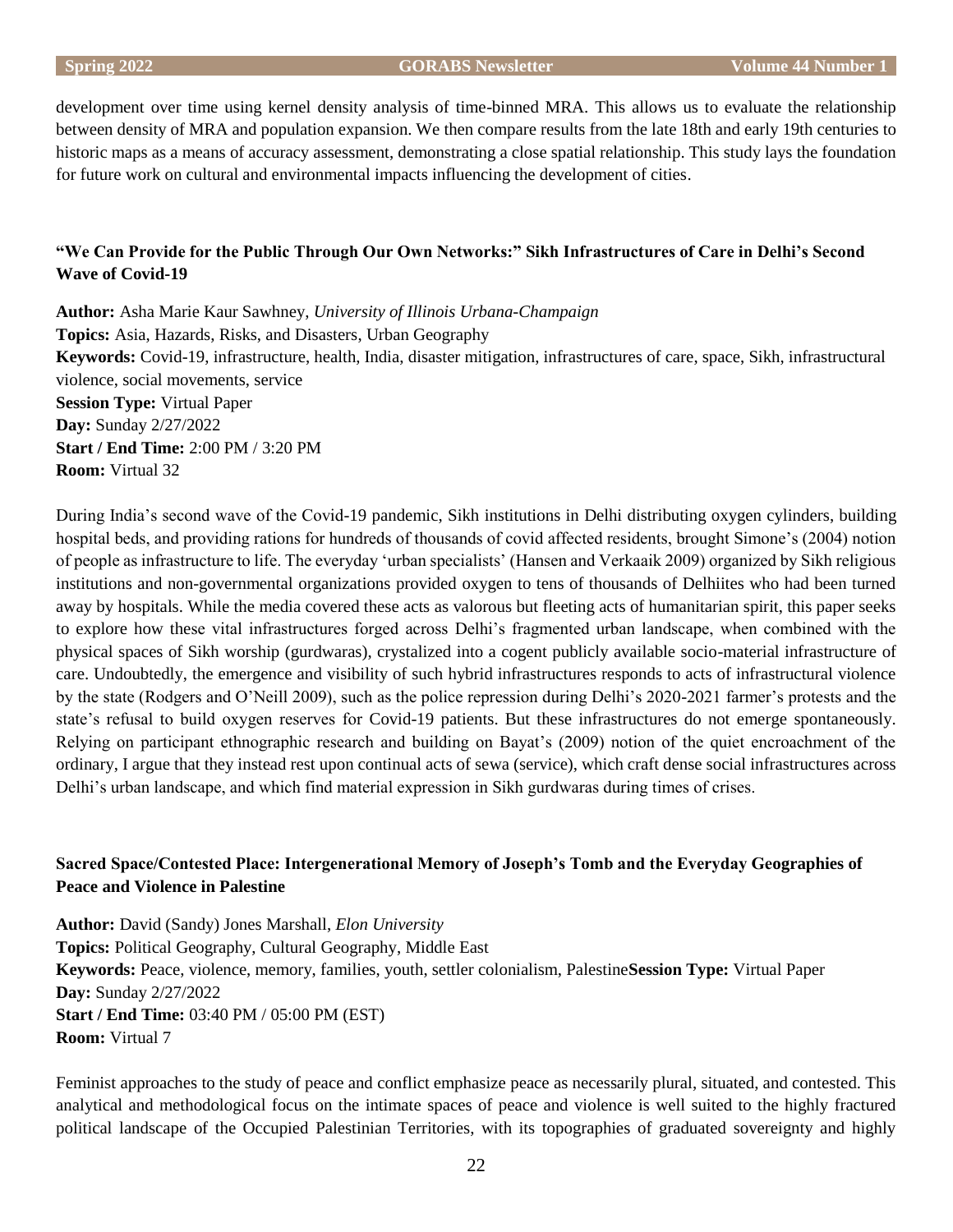development over time using kernel density analysis of time-binned MRA. This allows us to evaluate the relationship between density of MRA and population expansion. We then compare results from the late 18th and early 19th centuries to historic maps as a means of accuracy assessment, demonstrating a close spatial relationship. This study lays the foundation for future work on cultural and environmental impacts influencing the development of cities.

### "We Can Provide for the Public Through Our Own Networks:" Sikh Infrastructures of Care in Delhi's Second Wave of Covid-19

**Author:** Asha Marie Kaur Sawhney, *University of Illinois Urbana-Champaign*
**Topics:** Asia, Hazards, Risks, and Disasters, Urban Geography
**Keywords:** Covid-19, infrastructure, health, India, disaster mitigation, infrastructures of care, space, Sikh, infrastructural violence, social movements, service
**Session Type:** Virtual Paper
**Day:** Sunday 2/27/2022
**Start / End Time:** 2:00 PM / 3:20 PM
**Room:** Virtual 32

During India's second wave of the Covid-19 pandemic, Sikh institutions in Delhi distributing oxygen cylinders, building hospital beds, and providing rations for hundreds of thousands of covid affected residents, brought Simone's (2004) notion of people as infrastructure to life. The everyday 'urban specialists' (Hansen and Verkaaik 2009) organized by Sikh religious institutions and non-governmental organizations provided oxygen to tens of thousands of Delhiites who had been turned away by hospitals. While the media covered these acts as valorous but fleeting acts of humanitarian spirit, this paper seeks to explore how these vital infrastructures forged across Delhi's fragmented urban landscape, when combined with the physical spaces of Sikh worship (gurdwaras), crystalized into a cogent publicly available socio-material infrastructure of care. Undoubtedly, the emergence and visibility of such hybrid infrastructures responds to acts of infrastructural violence by the state (Rodgers and O'Neill 2009), such as the police repression during Delhi's 2020-2021 farmer's protests and the state's refusal to build oxygen reserves for Covid-19 patients. But these infrastructures do not emerge spontaneously. Relying on participant ethnographic research and building on Bayat's (2009) notion of the quiet encroachment of the ordinary, I argue that they instead rest upon continual acts of sewa (service), which craft dense social infrastructures across Delhi's urban landscape, and which find material expression in Sikh gurdwaras during times of crises.

### Sacred Space/Contested Place: Intergenerational Memory of Joseph's Tomb and the Everyday Geographies of Peace and Violence in Palestine

**Author:** David (Sandy) Jones Marshall, *Elon University*
**Topics:** Political Geography, Cultural Geography, Middle East
**Keywords:** Peace, violence, memory, families, youth, settler colonialism, Palestine**Session Type:** Virtual Paper
**Day:** Sunday 2/27/2022
**Start / End Time:** 03:40 PM / 05:00 PM (EST)
**Room:** Virtual 7

Feminist approaches to the study of peace and conflict emphasize peace as necessarily plural, situated, and contested. This analytical and methodological focus on the intimate spaces of peace and violence is well suited to the highly fractured political landscape of the Occupied Palestinian Territories, with its topographies of graduated sovereignty and highly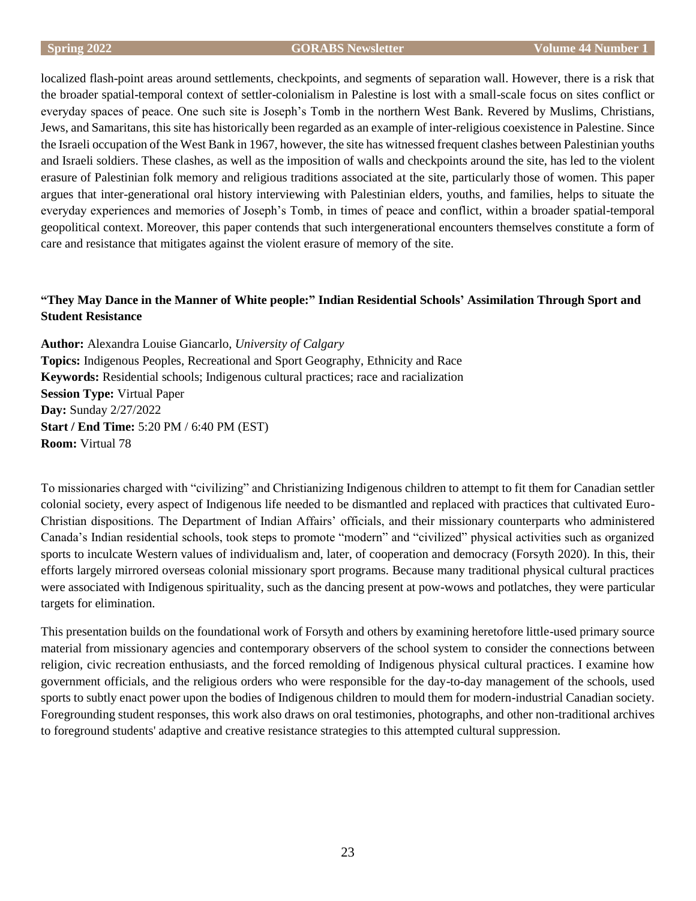localized flash-point areas around settlements, checkpoints, and segments of separation wall. However, there is a risk that the broader spatial-temporal context of settler-colonialism in Palestine is lost with a small-scale focus on sites conflict or everyday spaces of peace. One such site is Joseph's Tomb in the northern West Bank. Revered by Muslims, Christians, Jews, and Samaritans, this site has historically been regarded as an example of inter-religious coexistence in Palestine. Since the Israeli occupation of the West Bank in 1967, however, the site has witnessed frequent clashes between Palestinian youths and Israeli soldiers. These clashes, as well as the imposition of walls and checkpoints around the site, has led to the violent erasure of Palestinian folk memory and religious traditions associated at the site, particularly those of women. This paper argues that inter-generational oral history interviewing with Palestinian elders, youths, and families, helps to situate the everyday experiences and memories of Joseph's Tomb, in times of peace and conflict, within a broader spatial-temporal geopolitical context. Moreover, this paper contends that such intergenerational encounters themselves constitute a form of care and resistance that mitigates against the violent erasure of memory of the site.

### "They May Dance in the Manner of White people:" Indian Residential Schools' Assimilation Through Sport and Student Resistance

**Author:** Alexandra Louise Giancarlo, *University of Calgary*
**Topics:** Indigenous Peoples, Recreational and Sport Geography, Ethnicity and Race
**Keywords:** Residential schools; Indigenous cultural practices; race and racialization
**Session Type:** Virtual Paper
**Day:** Sunday 2/27/2022
**Start / End Time:** 5:20 PM / 6:40 PM (EST)
**Room:** Virtual 78

To missionaries charged with "civilizing" and Christianizing Indigenous children to attempt to fit them for Canadian settler colonial society, every aspect of Indigenous life needed to be dismantled and replaced with practices that cultivated Euro-Christian dispositions. The Department of Indian Affairs' officials, and their missionary counterparts who administered Canada's Indian residential schools, took steps to promote "modern" and "civilized" physical activities such as organized sports to inculcate Western values of individualism and, later, of cooperation and democracy (Forsyth 2020). In this, their efforts largely mirrored overseas colonial missionary sport programs. Because many traditional physical cultural practices were associated with Indigenous spirituality, such as the dancing present at pow-wows and potlatches, they were particular targets for elimination.

This presentation builds on the foundational work of Forsyth and others by examining heretofore little-used primary source material from missionary agencies and contemporary observers of the school system to consider the connections between religion, civic recreation enthusiasts, and the forced remolding of Indigenous physical cultural practices. I examine how government officials, and the religious orders who were responsible for the day-to-day management of the schools, used sports to subtly enact power upon the bodies of Indigenous children to mould them for modern-industrial Canadian society. Foregrounding student responses, this work also draws on oral testimonies, photographs, and other non-traditional archives to foreground students' adaptive and creative resistance strategies to this attempted cultural suppression.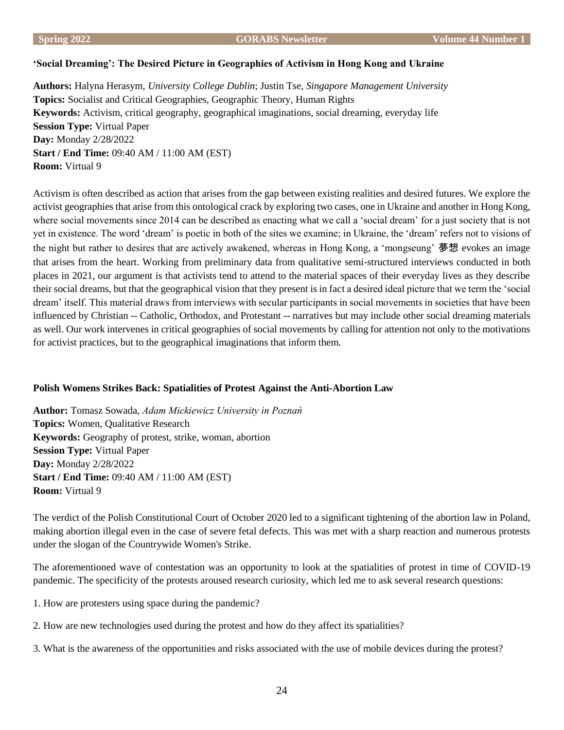### 'Social Dreaming': The Desired Picture in Geographies of Activism in Hong Kong and Ukraine

**Authors:** Halyna Herasym, *University College Dublin*; Justin Tse, *Singapore Management University*
**Topics:** Socialist and Critical Geographies, Geographic Theory, Human Rights
**Keywords:** Activism, critical geography, geographical imaginations, social dreaming, everyday life
**Session Type:** Virtual Paper
**Day:** Monday 2/28/2022
**Start / End Time:** 09:40 AM / 11:00 AM (EST)
**Room:** Virtual 9

Activism is often described as action that arises from the gap between existing realities and desired futures. We explore the activist geographies that arise from this ontological crack by exploring two cases, one in Ukraine and another in Hong Kong, where social movements since 2014 can be described as enacting what we call a 'social dream' for a just society that is not yet in existence. The word 'dream' is poetic in both of the sites we examine; in Ukraine, the 'dream' refers not to visions of the night but rather to desires that are actively awakened, whereas in Hong Kong, a 'mongseung' 夢想 evokes an image that arises from the heart. Working from preliminary data from qualitative semi-structured interviews conducted in both places in 2021, our argument is that activists tend to attend to the material spaces of their everyday lives as they describe their social dreams, but that the geographical vision that they present is in fact a desired ideal picture that we term the 'social dream' itself. This material draws from interviews with secular participants in social movements in societies that have been influenced by Christian -- Catholic, Orthodox, and Protestant -- narratives but may include other social dreaming materials as well. Our work intervenes in critical geographies of social movements by calling for attention not only to the motivations for activist practices, but to the geographical imaginations that inform them.

### Polish Womens Strikes Back: Spatialities of Protest Against the Anti-Abortion Law

**Author:** Tomasz Sowada, *Adam Mickiewicz University in Poznań*
**Topics:** Women, Qualitative Research
**Keywords:** Geography of protest, strike, woman, abortion
**Session Type:** Virtual Paper
**Day:** Monday 2/28/2022
**Start / End Time:** 09:40 AM / 11:00 AM (EST)
**Room:** Virtual 9

The verdict of the Polish Constitutional Court of October 2020 led to a significant tightening of the abortion law in Poland, making abortion illegal even in the case of severe fetal defects. This was met with a sharp reaction and numerous protests under the slogan of the Countrywide Women's Strike.

The aforementioned wave of contestation was an opportunity to look at the spatialities of protest in time of COVID-19 pandemic. The specificity of the protests aroused research curiosity, which led me to ask several research questions:

1. How are protesters using space during the pandemic?

2. How are new technologies used during the protest and how do they affect its spatialities?

3. What is the awareness of the opportunities and risks associated with the use of mobile devices during the protest?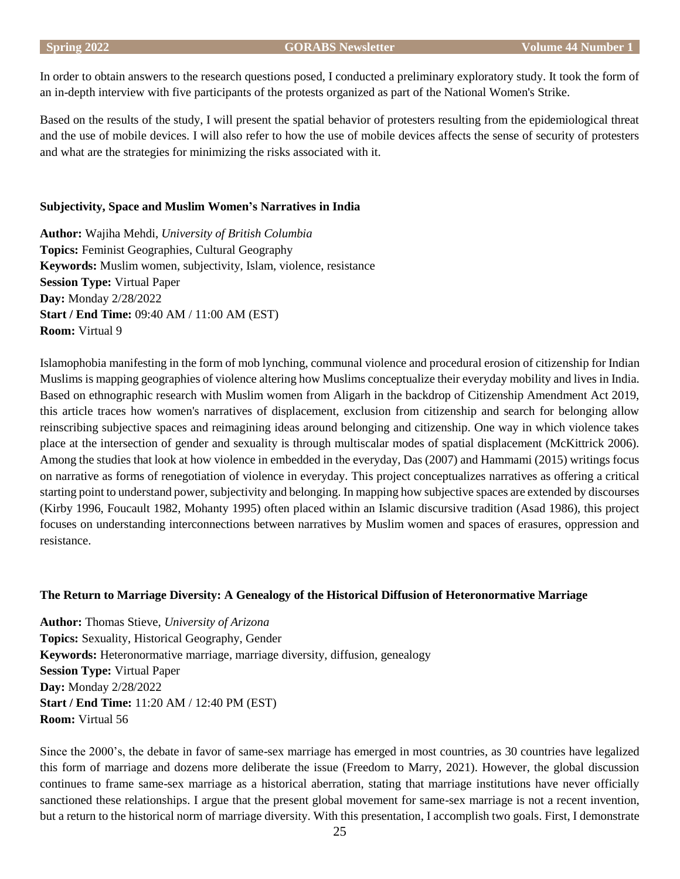In order to obtain answers to the research questions posed, I conducted a preliminary exploratory study. It took the form of an in-depth interview with five participants of the protests organized as part of the National Women's Strike.

Based on the results of the study, I will present the spatial behavior of protesters resulting from the epidemiological threat and the use of mobile devices. I will also refer to how the use of mobile devices affects the sense of security of protesters and what are the strategies for minimizing the risks associated with it.

### Subjectivity, Space and Muslim Women's Narratives in India

**Author:** Wajiha Mehdi, *University of British Columbia*
**Topics:** Feminist Geographies, Cultural Geography
**Keywords:** Muslim women, subjectivity, Islam, violence, resistance
**Session Type:** Virtual Paper
**Day:** Monday 2/28/2022
**Start / End Time:** 09:40 AM / 11:00 AM (EST)
**Room:** Virtual 9

Islamophobia manifesting in the form of mob lynching, communal violence and procedural erosion of citizenship for Indian Muslims is mapping geographies of violence altering how Muslims conceptualize their everyday mobility and lives in India. Based on ethnographic research with Muslim women from Aligarh in the backdrop of Citizenship Amendment Act 2019, this article traces how women's narratives of displacement, exclusion from citizenship and search for belonging allow reinscribing subjective spaces and reimagining ideas around belonging and citizenship. One way in which violence takes place at the intersection of gender and sexuality is through multiscalar modes of spatial displacement (McKittrick 2006). Among the studies that look at how violence in embedded in the everyday, Das (2007) and Hammami (2015) writings focus on narrative as forms of renegotiation of violence in everyday. This project conceptualizes narratives as offering a critical starting point to understand power, subjectivity and belonging. In mapping how subjective spaces are extended by discourses (Kirby 1996, Foucault 1982, Mohanty 1995) often placed within an Islamic discursive tradition (Asad 1986), this project focuses on understanding interconnections between narratives by Muslim women and spaces of erasures, oppression and resistance.

### The Return to Marriage Diversity: A Genealogy of the Historical Diffusion of Heteronormative Marriage

**Author:** Thomas Stieve, *University of Arizona*
**Topics:** Sexuality, Historical Geography, Gender
**Keywords:** Heteronormative marriage, marriage diversity, diffusion, genealogy
**Session Type:** Virtual Paper
**Day:** Monday 2/28/2022
**Start / End Time:** 11:20 AM / 12:40 PM (EST)
**Room:** Virtual 56

Since the 2000's, the debate in favor of same-sex marriage has emerged in most countries, as 30 countries have legalized this form of marriage and dozens more deliberate the issue (Freedom to Marry, 2021). However, the global discussion continues to frame same-sex marriage as a historical aberration, stating that marriage institutions have never officially sanctioned these relationships. I argue that the present global movement for same-sex marriage is not a recent invention, but a return to the historical norm of marriage diversity. With this presentation, I accomplish two goals. First, I demonstrate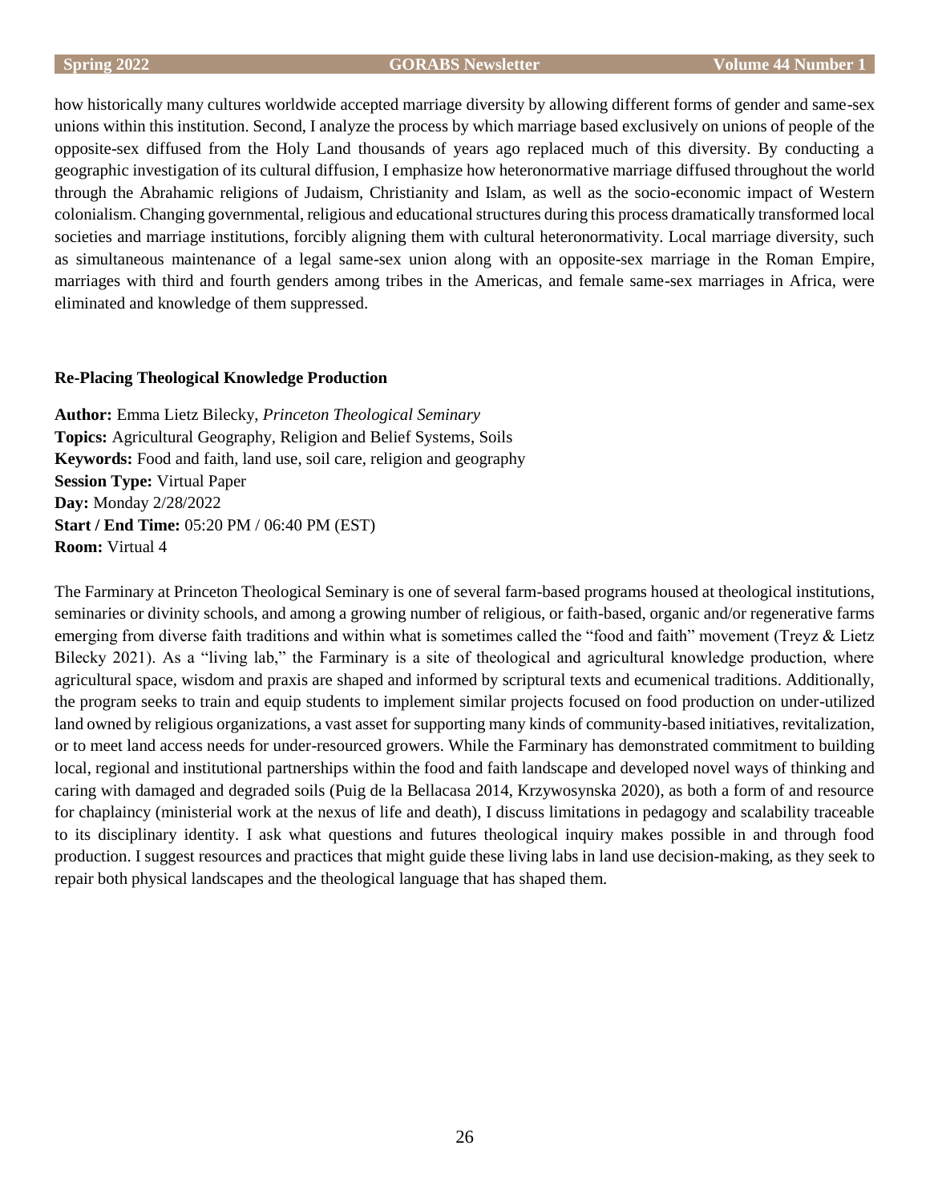how historically many cultures worldwide accepted marriage diversity by allowing different forms of gender and same-sex unions within this institution. Second, I analyze the process by which marriage based exclusively on unions of people of the opposite-sex diffused from the Holy Land thousands of years ago replaced much of this diversity. By conducting a geographic investigation of its cultural diffusion, I emphasize how heteronormative marriage diffused throughout the world through the Abrahamic religions of Judaism, Christianity and Islam, as well as the socio-economic impact of Western colonialism. Changing governmental, religious and educational structures during this process dramatically transformed local societies and marriage institutions, forcibly aligning them with cultural heteronormativity. Local marriage diversity, such as simultaneous maintenance of a legal same-sex union along with an opposite-sex marriage in the Roman Empire, marriages with third and fourth genders among tribes in the Americas, and female same-sex marriages in Africa, were eliminated and knowledge of them suppressed.

### Re-Placing Theological Knowledge Production

**Author:** Emma Lietz Bilecky, *Princeton Theological Seminary*
**Topics:** Agricultural Geography, Religion and Belief Systems, Soils
**Keywords:** Food and faith, land use, soil care, religion and geography
**Session Type:** Virtual Paper
**Day:** Monday 2/28/2022
**Start / End Time:** 05:20 PM / 06:40 PM (EST)
**Room:** Virtual 4

The Farminary at Princeton Theological Seminary is one of several farm-based programs housed at theological institutions, seminaries or divinity schools, and among a growing number of religious, or faith-based, organic and/or regenerative farms emerging from diverse faith traditions and within what is sometimes called the "food and faith" movement (Treyz & Lietz Bilecky 2021). As a "living lab," the Farminary is a site of theological and agricultural knowledge production, where agricultural space, wisdom and praxis are shaped and informed by scriptural texts and ecumenical traditions. Additionally, the program seeks to train and equip students to implement similar projects focused on food production on under-utilized land owned by religious organizations, a vast asset for supporting many kinds of community-based initiatives, revitalization, or to meet land access needs for under-resourced growers. While the Farminary has demonstrated commitment to building local, regional and institutional partnerships within the food and faith landscape and developed novel ways of thinking and caring with damaged and degraded soils (Puig de la Bellacasa 2014, Krzywosynska 2020), as both a form of and resource for chaplaincy (ministerial work at the nexus of life and death), I discuss limitations in pedagogy and scalability traceable to its disciplinary identity. I ask what questions and futures theological inquiry makes possible in and through food production. I suggest resources and practices that might guide these living labs in land use decision-making, as they seek to repair both physical landscapes and the theological language that has shaped them.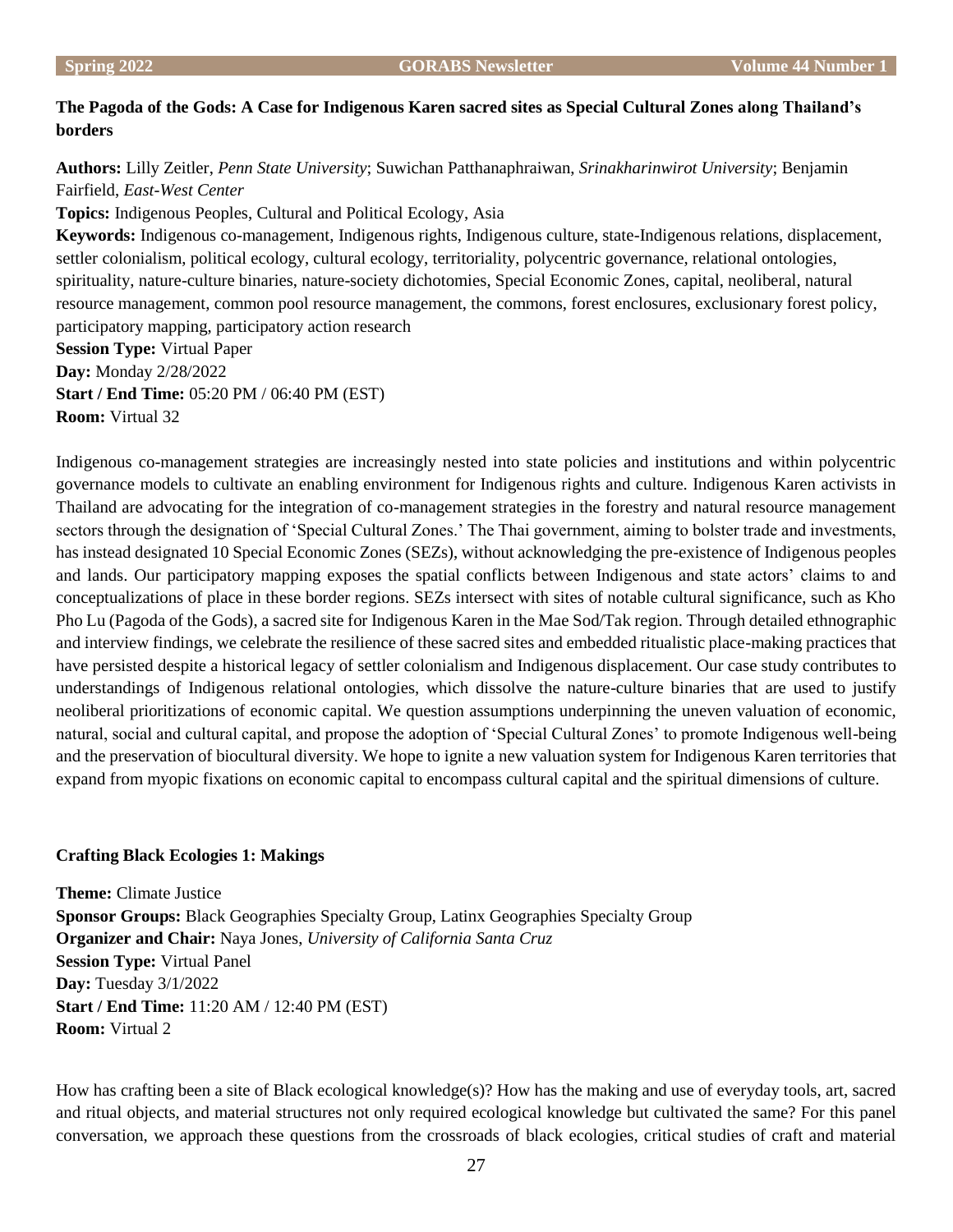**The Pagoda of the Gods: A Case for Indigenous Karen sacred sites as Special Cultural Zones along Thailand's borders**

**Authors:** Lilly Zeitler, *Penn State University*; Suwichan Patthanaphraiwan, *Srinakharinwirot University*; Benjamin Fairfield, *East-West Center*

**Topics:** Indigenous Peoples, Cultural and Political Ecology, Asia

**Keywords:** Indigenous co-management, Indigenous rights, Indigenous culture, state-Indigenous relations, displacement, settler colonialism, political ecology, cultural ecology, territoriality, polycentric governance, relational ontologies, spirituality, nature-culture binaries, nature-society dichotomies, Special Economic Zones, capital, neoliberal, natural resource management, common pool resource management, the commons, forest enclosures, exclusionary forest policy, participatory mapping, participatory action research

**Session Type:** Virtual Paper

**Day:** Monday 2/28/2022

**Start / End Time:** 05:20 PM / 06:40 PM (EST)

**Room:** Virtual 32

Indigenous co-management strategies are increasingly nested into state policies and institutions and within polycentric governance models to cultivate an enabling environment for Indigenous rights and culture. Indigenous Karen activists in Thailand are advocating for the integration of co-management strategies in the forestry and natural resource management sectors through the designation of 'Special Cultural Zones.' The Thai government, aiming to bolster trade and investments, has instead designated 10 Special Economic Zones (SEZs), without acknowledging the pre-existence of Indigenous peoples and lands. Our participatory mapping exposes the spatial conflicts between Indigenous and state actors' claims to and conceptualizations of place in these border regions. SEZs intersect with sites of notable cultural significance, such as Kho Pho Lu (Pagoda of the Gods), a sacred site for Indigenous Karen in the Mae Sod/Tak region. Through detailed ethnographic and interview findings, we celebrate the resilience of these sacred sites and embedded ritualistic place-making practices that have persisted despite a historical legacy of settler colonialism and Indigenous displacement. Our case study contributes to understandings of Indigenous relational ontologies, which dissolve the nature-culture binaries that are used to justify neoliberal prioritizations of economic capital. We question assumptions underpinning the uneven valuation of economic, natural, social and cultural capital, and propose the adoption of 'Special Cultural Zones' to promote Indigenous well-being and the preservation of biocultural diversity. We hope to ignite a new valuation system for Indigenous Karen territories that expand from myopic fixations on economic capital to encompass cultural capital and the spiritual dimensions of culture.

**Crafting Black Ecologies 1: Makings**

**Theme:** Climate Justice

**Sponsor Groups:** Black Geographies Specialty Group, Latinx Geographies Specialty Group

**Organizer and Chair:** Naya Jones, *University of California Santa Cruz*

**Session Type:** Virtual Panel

**Day:** Tuesday 3/1/2022

**Start / End Time:** 11:20 AM / 12:40 PM (EST)

**Room:** Virtual 2

How has crafting been a site of Black ecological knowledge(s)? How has the making and use of everyday tools, art, sacred and ritual objects, and material structures not only required ecological knowledge but cultivated the same? For this panel conversation, we approach these questions from the crossroads of black ecologies, critical studies of craft and material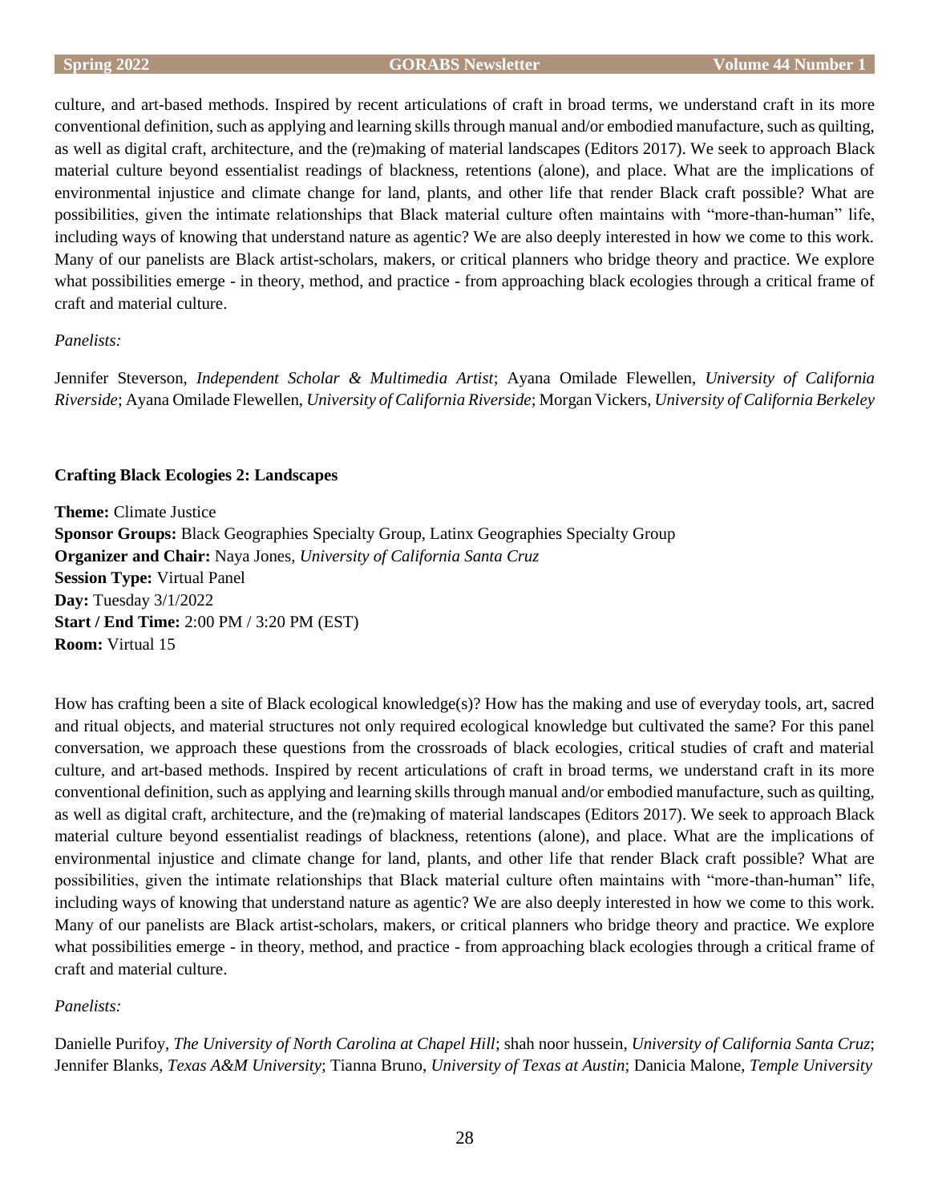culture, and art-based methods. Inspired by recent articulations of craft in broad terms, we understand craft in its more conventional definition, such as applying and learning skills through manual and/or embodied manufacture, such as quilting, as well as digital craft, architecture, and the (re)making of material landscapes (Editors 2017). We seek to approach Black material culture beyond essentialist readings of blackness, retentions (alone), and place. What are the implications of environmental injustice and climate change for land, plants, and other life that render Black craft possible? What are possibilities, given the intimate relationships that Black material culture often maintains with "more-than-human" life, including ways of knowing that understand nature as agentic? We are also deeply interested in how we come to this work. Many of our panelists are Black artist-scholars, makers, or critical planners who bridge theory and practice. We explore what possibilities emerge - in theory, method, and practice - from approaching black ecologies through a critical frame of craft and material culture.

*Panelists:*

Jennifer Steverson, *Independent Scholar & Multimedia Artist*; Ayana Omilade Flewellen, *University of California Riverside*; Ayana Omilade Flewellen, *University of California Riverside*; Morgan Vickers, *University of California Berkeley*

**Crafting Black Ecologies 2: Landscapes**

**Theme:** Climate Justice  
**Sponsor Groups:** Black Geographies Specialty Group, Latinx Geographies Specialty Group  
**Organizer and Chair:** Naya Jones, *University of California Santa Cruz*  
**Session Type:** Virtual Panel  
**Day:** Tuesday 3/1/2022  
**Start / End Time:** 2:00 PM / 3:20 PM (EST)  
**Room:** Virtual 15

How has crafting been a site of Black ecological knowledge(s)? How has the making and use of everyday tools, art, sacred and ritual objects, and material structures not only required ecological knowledge but cultivated the same? For this panel conversation, we approach these questions from the crossroads of black ecologies, critical studies of craft and material culture, and art-based methods. Inspired by recent articulations of craft in broad terms, we understand craft in its more conventional definition, such as applying and learning skills through manual and/or embodied manufacture, such as quilting, as well as digital craft, architecture, and the (re)making of material landscapes (Editors 2017). We seek to approach Black material culture beyond essentialist readings of blackness, retentions (alone), and place. What are the implications of environmental injustice and climate change for land, plants, and other life that render Black craft possible? What are possibilities, given the intimate relationships that Black material culture often maintains with "more-than-human" life, including ways of knowing that understand nature as agentic? We are also deeply interested in how we come to this work. Many of our panelists are Black artist-scholars, makers, or critical planners who bridge theory and practice. We explore what possibilities emerge - in theory, method, and practice - from approaching black ecologies through a critical frame of craft and material culture.

*Panelists:*

Danielle Purifoy, *The University of North Carolina at Chapel Hill*; shah noor hussein, *University of California Santa Cruz*; Jennifer Blanks, *Texas A&M University*; Tianna Bruno, *University of Texas at Austin*; Danicia Malone, *Temple University*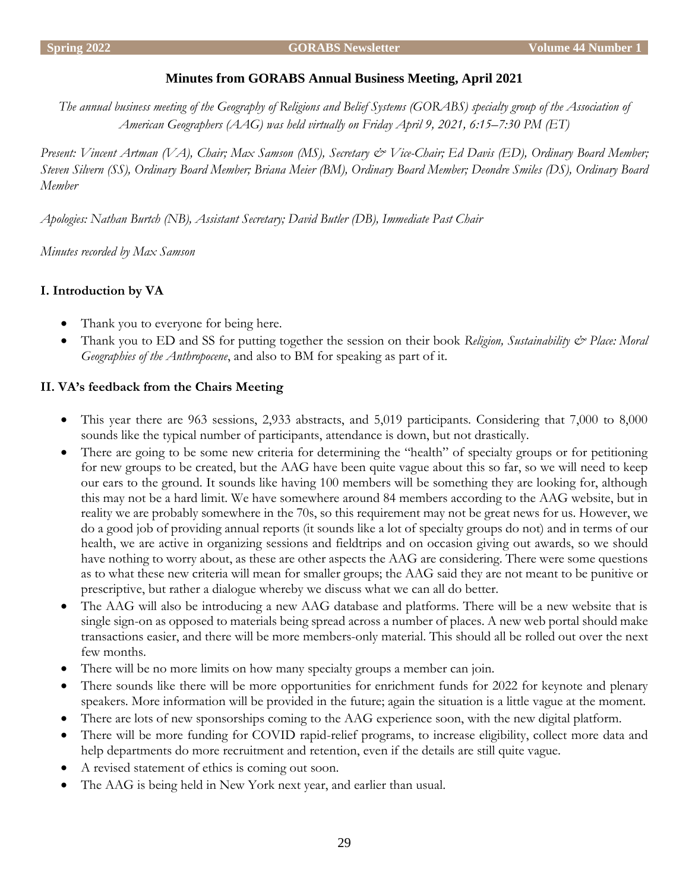## Minutes from GORABS Annual Business Meeting, April 2021

*The annual business meeting of the Geography of Religions and Belief Systems (GORABS) specialty group of the Association of American Geographers (AAG) was held virtually on Friday April 9, 2021, 6:15–7:30 PM (ET)*

*Present: Vincent Artman (VA), Chair; Max Samson (MS), Secretary & Vice-Chair; Ed Davis (ED), Ordinary Board Member; Steven Silvern (SS), Ordinary Board Member; Briana Meier (BM), Ordinary Board Member; Deondre Smiles (DS), Ordinary Board Member*

*Apologies: Nathan Burtch (NB), Assistant Secretary; David Butler (DB), Immediate Past Chair*

*Minutes recorded by Max Samson*

### I. Introduction by VA

- Thank you to everyone for being here.
- Thank you to ED and SS for putting together the session on their book *Religion, Sustainability & Place: Moral Geographies of the Anthropocene*, and also to BM for speaking as part of it.

### II. VA's feedback from the Chairs Meeting

- This year there are 963 sessions, 2,933 abstracts, and 5,019 participants. Considering that 7,000 to 8,000 sounds like the typical number of participants, attendance is down, but not drastically.
- There are going to be some new criteria for determining the "health" of specialty groups or for petitioning for new groups to be created, but the AAG have been quite vague about this so far, so we will need to keep our ears to the ground. It sounds like having 100 members will be something they are looking for, although this may not be a hard limit. We have somewhere around 84 members according to the AAG website, but in reality we are probably somewhere in the 70s, so this requirement may not be great news for us. However, we do a good job of providing annual reports (it sounds like a lot of specialty groups do not) and in terms of our health, we are active in organizing sessions and fieldtrips and on occasion giving out awards, so we should have nothing to worry about, as these are other aspects the AAG are considering. There were some questions as to what these new criteria will mean for smaller groups; the AAG said they are not meant to be punitive or prescriptive, but rather a dialogue whereby we discuss what we can all do better.
- The AAG will also be introducing a new AAG database and platforms. There will be a new website that is single sign-on as opposed to materials being spread across a number of places. A new web portal should make transactions easier, and there will be more members-only material. This should all be rolled out over the next few months.
- There will be no more limits on how many specialty groups a member can join.
- There sounds like there will be more opportunities for enrichment funds for 2022 for keynote and plenary speakers. More information will be provided in the future; again the situation is a little vague at the moment.
- There are lots of new sponsorships coming to the AAG experience soon, with the new digital platform.
- There will be more funding for COVID rapid-relief programs, to increase eligibility, collect more data and help departments do more recruitment and retention, even if the details are still quite vague.
- A revised statement of ethics is coming out soon.
- The AAG is being held in New York next year, and earlier than usual.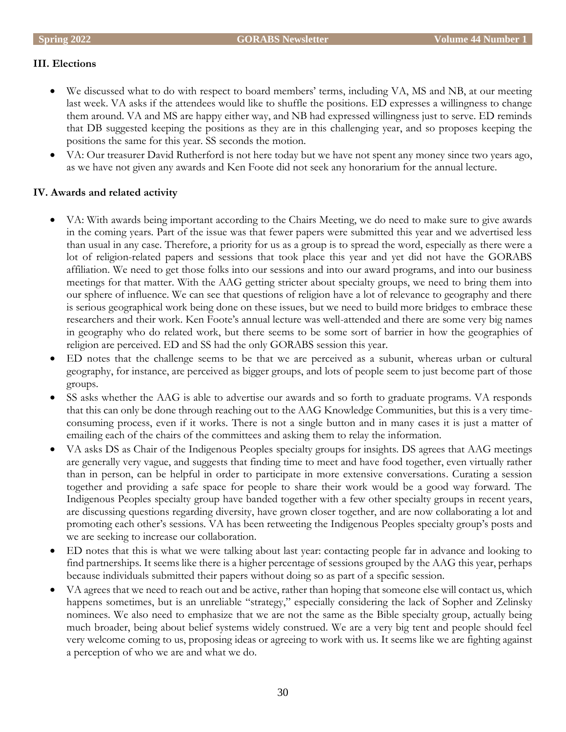### III. Elections

- We discussed what to do with respect to board members' terms, including VA, MS and NB, at our meeting last week. VA asks if the attendees would like to shuffle the positions. ED expresses a willingness to change them around. VA and MS are happy either way, and NB had expressed willingness just to serve. ED reminds that DB suggested keeping the positions as they are in this challenging year, and so proposes keeping the positions the same for this year. SS seconds the motion.
- VA: Our treasurer David Rutherford is not here today but we have not spent any money since two years ago, as we have not given any awards and Ken Foote did not seek any honorarium for the annual lecture.

### IV. Awards and related activity

- VA: With awards being important according to the Chairs Meeting, we do need to make sure to give awards in the coming years. Part of the issue was that fewer papers were submitted this year and we advertised less than usual in any case. Therefore, a priority for us as a group is to spread the word, especially as there were a lot of religion-related papers and sessions that took place this year and yet did not have the GORABS affiliation. We need to get those folks into our sessions and into our award programs, and into our business meetings for that matter. With the AAG getting stricter about specialty groups, we need to bring them into our sphere of influence. We can see that questions of religion have a lot of relevance to geography and there is serious geographical work being done on these issues, but we need to build more bridges to embrace these researchers and their work. Ken Foote's annual lecture was well-attended and there are some very big names in geography who do related work, but there seems to be some sort of barrier in how the geographies of religion are perceived. ED and SS had the only GORABS session this year.
- ED notes that the challenge seems to be that we are perceived as a subunit, whereas urban or cultural geography, for instance, are perceived as bigger groups, and lots of people seem to just become part of those groups.
- SS asks whether the AAG is able to advertise our awards and so forth to graduate programs. VA responds that this can only be done through reaching out to the AAG Knowledge Communities, but this is a very time-consuming process, even if it works. There is not a single button and in many cases it is just a matter of emailing each of the chairs of the committees and asking them to relay the information.
- VA asks DS as Chair of the Indigenous Peoples specialty groups for insights. DS agrees that AAG meetings are generally very vague, and suggests that finding time to meet and have food together, even virtually rather than in person, can be helpful in order to participate in more extensive conversations. Curating a session together and providing a safe space for people to share their work would be a good way forward. The Indigenous Peoples specialty group have banded together with a few other specialty groups in recent years, are discussing questions regarding diversity, have grown closer together, and are now collaborating a lot and promoting each other's sessions. VA has been retweeting the Indigenous Peoples specialty group's posts and we are seeking to increase our collaboration.
- ED notes that this is what we were talking about last year: contacting people far in advance and looking to find partnerships. It seems like there is a higher percentage of sessions grouped by the AAG this year, perhaps because individuals submitted their papers without doing so as part of a specific session.
- VA agrees that we need to reach out and be active, rather than hoping that someone else will contact us, which happens sometimes, but is an unreliable "strategy," especially considering the lack of Sopher and Zelinsky nominees. We also need to emphasize that we are not the same as the Bible specialty group, actually being much broader, being about belief systems widely construed. We are a very big tent and people should feel very welcome coming to us, proposing ideas or agreeing to work with us. It seems like we are fighting against a perception of who we are and what we do.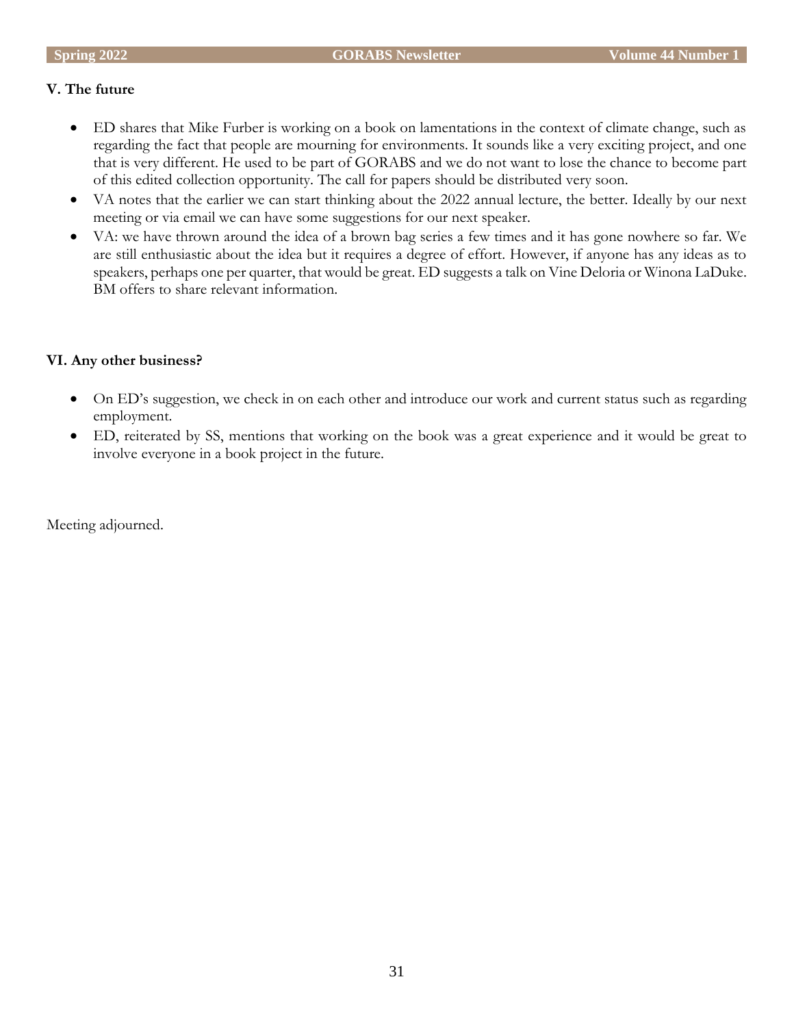## V. The future

- ED shares that Mike Furber is working on a book on lamentations in the context of climate change, such as regarding the fact that people are mourning for environments. It sounds like a very exciting project, and one that is very different. He used to be part of GORABS and we do not want to lose the chance to become part of this edited collection opportunity. The call for papers should be distributed very soon.
- VA notes that the earlier we can start thinking about the 2022 annual lecture, the better. Ideally by our next meeting or via email we can have some suggestions for our next speaker.
- VA: we have thrown around the idea of a brown bag series a few times and it has gone nowhere so far. We are still enthusiastic about the idea but it requires a degree of effort. However, if anyone has any ideas as to speakers, perhaps one per quarter, that would be great. ED suggests a talk on Vine Deloria or Winona LaDuke. BM offers to share relevant information.

## VI. Any other business?

- On ED's suggestion, we check in on each other and introduce our work and current status such as regarding employment.
- ED, reiterated by SS, mentions that working on the book was a great experience and it would be great to involve everyone in a book project in the future.

Meeting adjourned.